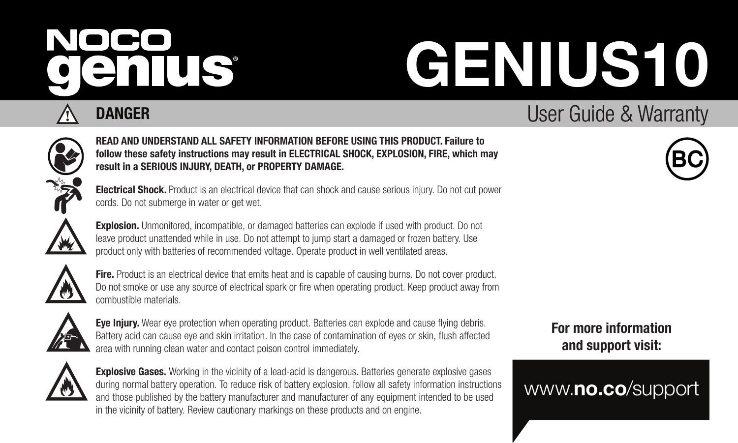# NOCO genius®

# GENIUS10

## User Guide & Warranty

## ⚠ DANGER

**READ AND UNDERSTAND ALL SAFETY INFORMATION BEFORE USING THIS PRODUCT. Failure to follow these safety instructions may result in ELECTRICAL SHOCK, EXPLOSION, FIRE, which may result in a SERIOUS INJURY, DEATH, or PROPERTY DAMAGE.**

**Electrical Shock.** Product is an electrical device that can shock and cause serious injury. Do not cut power cords. Do not submerge in water or get wet.

**Explosion.** Unmonitored, incompatible, or damaged batteries can explode if used with product. Do not leave product unattended while in use. Do not attempt to jump start a damaged or frozen battery. Use product only with batteries of recommended voltage. Operate product in well ventilated areas.

**Fire.** Product is an electrical device that emits heat and is capable of causing burns. Do not cover product. Do not smoke or use any source of electrical spark or fire when operating product. Keep product away from combustible materials.

**Eye Injury.** Wear eye protection when operating product. Batteries can explode and cause flying debris. Battery acid can cause eye and skin irritation. In the case of contamination of eyes or skin, flush affected area with running clean water and contact poison control immediately.

**Explosive Gases.** Working in the vicinity of a lead-acid is dangerous. Batteries generate explosive gases during normal battery operation. To reduce risk of battery explosion, follow all safety information instructions and those published by the battery manufacturer and manufacturer of any equipment intended to be used in the vicinity of battery. Review cautionary markings on these products and on engine.

BC

**For more information and support visit:**

www.**no.co**/support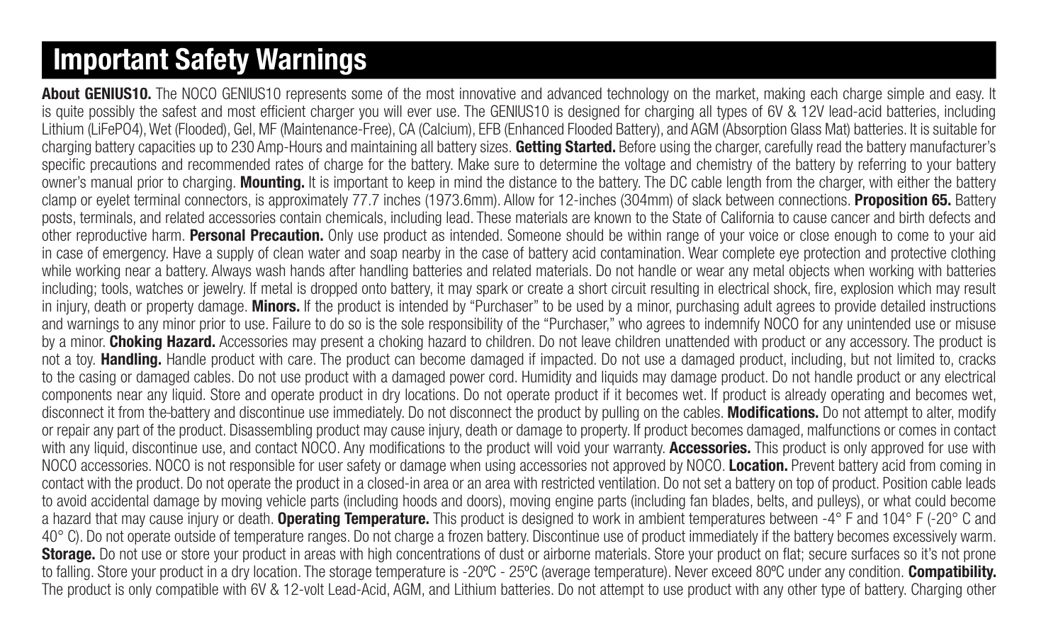## Important Safety Warnings

**About GENIUS10.** The NOCO GENIUS10 represents some of the most innovative and advanced technology on the market, making each charge simple and easy. It is quite possibly the safest and most efficient charger you will ever use. The GENIUS10 is designed for charging all types of 6V & 12V lead-acid batteries, including Lithium (LiFePO4), Wet (Flooded), Gel, MF (Maintenance-Free), CA (Calcium), EFB (Enhanced Flooded Battery), and AGM (Absorption Glass Mat) batteries. It is suitable for charging battery capacities up to 230 Amp-Hours and maintaining all battery sizes. **Getting Started.** Before using the charger, carefully read the battery manufacturer's specific precautions and recommended rates of charge for the battery. Make sure to determine the voltage and chemistry of the battery by referring to your battery owner's manual prior to charging. **Mounting.** It is important to keep in mind the distance to the battery. The DC cable length from the charger, with either the battery clamp or eyelet terminal connectors, is approximately 77.7 inches (1973.6mm). Allow for 12-inches (304mm) of slack between connections. **Proposition 65.** Battery posts, terminals, and related accessories contain chemicals, including lead. These materials are known to the State of California to cause cancer and birth defects and other reproductive harm. **Personal Precaution.** Only use product as intended. Someone should be within range of your voice or close enough to come to your aid in case of emergency. Have a supply of clean water and soap nearby in the case of battery acid contamination. Wear complete eye protection and protective clothing while working near a battery. Always wash hands after handling batteries and related materials. Do not handle or wear any metal objects when working with batteries including; tools, watches or jewelry. If metal is dropped onto battery, it may spark or create a short circuit resulting in electrical shock, fire, explosion which may result in injury, death or property damage. **Minors.** If the product is intended by "Purchaser" to be used by a minor, purchasing adult agrees to provide detailed instructions and warnings to any minor prior to use. Failure to do so is the sole responsibility of the "Purchaser," who agrees to indemnify NOCO for any unintended use or misuse by a minor. **Choking Hazard.** Accessories may present a choking hazard to children. Do not leave children unattended with product or any accessory. The product is not a toy. **Handling.** Handle product with care. The product can become damaged if impacted. Do not use a damaged product, including, but not limited to, cracks to the casing or damaged cables. Do not use product with a damaged power cord. Humidity and liquids may damage product. Do not handle product or any electrical components near any liquid. Store and operate product in dry locations. Do not operate product if it becomes wet. If product is already operating and becomes wet, disconnect it from the battery and discontinue use immediately. Do not disconnect the product by pulling on the cables. **Modifications.** Do not attempt to alter, modify or repair any part of the product. Disassembling product may cause injury, death or damage to property. If product becomes damaged, malfunctions or comes in contact with any liquid, discontinue use, and contact NOCO. Any modifications to the product will void your warranty. **Accessories.** This product is only approved for use with NOCO accessories. NOCO is not responsible for user safety or damage when using accessories not approved by NOCO. **Location.** Prevent battery acid from coming in contact with the product. Do not operate the product in a closed-in area or an area with restricted ventilation. Do not set a battery on top of product. Position cable leads to avoid accidental damage by moving vehicle parts (including hoods and doors), moving engine parts (including fan blades, belts, and pulleys), or what could become a hazard that may cause injury or death. **Operating Temperature.** This product is designed to work in ambient temperatures between -4° F and 104° F (-20° C and 40° C). Do not operate outside of temperature ranges. Do not charge a frozen battery. Discontinue use of product immediately if the battery becomes excessively warm. **Storage.** Do not use or store your product in areas with high concentrations of dust or airborne materials. Store your product on flat; secure surfaces so it's not prone to falling. Store your product in a dry location. The storage temperature is -20ºC - 25ºC (average temperature). Never exceed 80ºC under any condition. **Compatibility.** The product is only compatible with 6V & 12-volt Lead-Acid, AGM, and Lithium batteries. Do not attempt to use product with any other type of battery. Charging other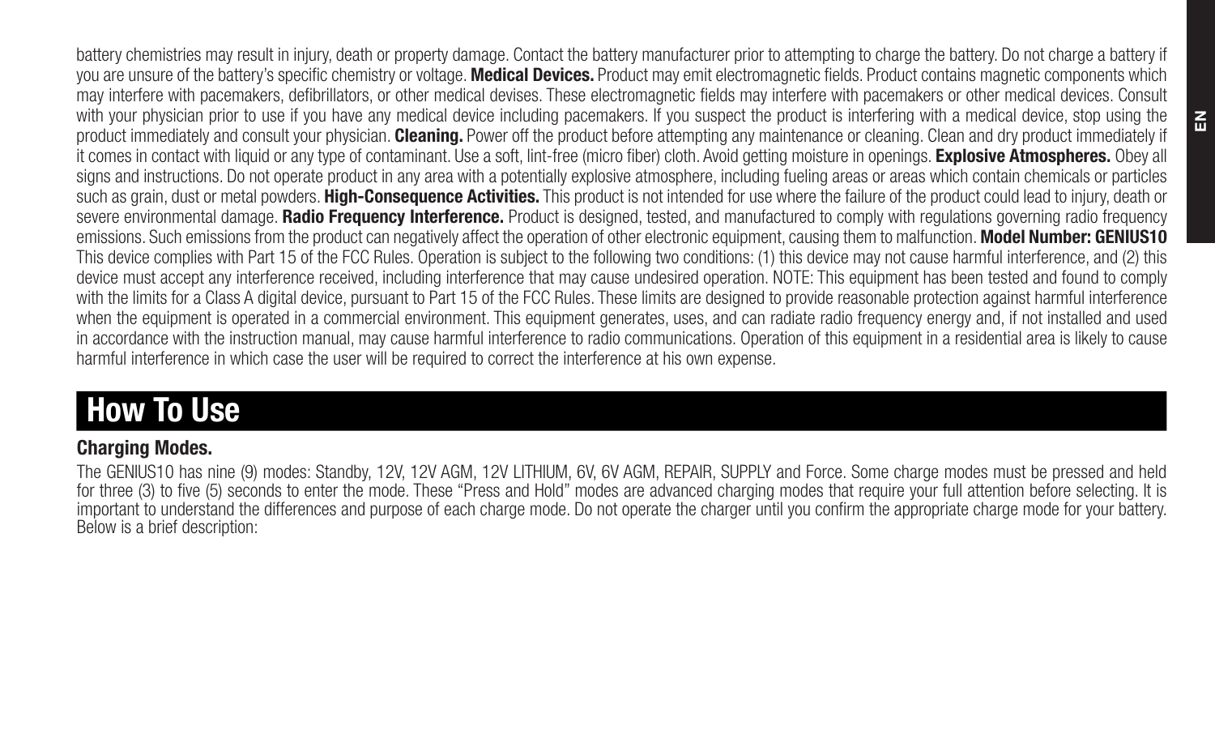battery chemistries may result in injury, death or property damage. Contact the battery manufacturer prior to attempting to charge the battery. Do not charge a battery if you are unsure of the battery's specific chemistry or voltage. **Medical Devices.** Product may emit electromagnetic fields. Product contains magnetic components which may interfere with pacemakers, defibrillators, or other medical devises. These electromagnetic fields may interfere with pacemakers or other medical devices. Consult with your physician prior to use if you have any medical device including pacemakers. If you suspect the product is interfering with a medical device, stop using the product immediately and consult your physician. **Cleaning.** Power off the product before attempting any maintenance or cleaning. Clean and dry product immediately if it comes in contact with liquid or any type of contaminant. Use a soft, lint-free (micro fiber) cloth. Avoid getting moisture in openings. **Explosive Atmospheres.** Obey all signs and instructions. Do not operate product in any area with a potentially explosive atmosphere, including fueling areas or areas which contain chemicals or particles such as grain, dust or metal powders. **High-Consequence Activities.** This product is not intended for use where the failure of the product could lead to injury, death or severe environmental damage. **Radio Frequency Interference.** Product is designed, tested, and manufactured to comply with regulations governing radio frequency emissions. Such emissions from the product can negatively affect the operation of other electronic equipment, causing them to malfunction. **Model Number: GENIUS10** This device complies with Part 15 of the FCC Rules. Operation is subject to the following two conditions: (1) this device may not cause harmful interference, and (2) this device must accept any interference received, including interference that may cause undesired operation. NOTE: This equipment has been tested and found to comply with the limits for a Class A digital device, pursuant to Part 15 of the FCC Rules. These limits are designed to provide reasonable protection against harmful interference when the equipment is operated in a commercial environment. This equipment generates, uses, and can radiate radio frequency energy and, if not installed and used in accordance with the instruction manual, may cause harmful interference to radio communications. Operation of this equipment in a residential area is likely to cause harmful interference in which case the user will be required to correct the interference at his own expense.

# How To Use

### Charging Modes.

The GENIUS10 has nine (9) modes: Standby, 12V, 12V AGM, 12V LITHIUM, 6V, 6V AGM, REPAIR, SUPPLY and Force. Some charge modes must be pressed and held for three (3) to five (5) seconds to enter the mode. These "Press and Hold" modes are advanced charging modes that require your full attention before selecting. It is important to understand the differences and purpose of each charge mode. Do not operate the charger until you confirm the appropriate charge mode for your battery. Below is a brief description: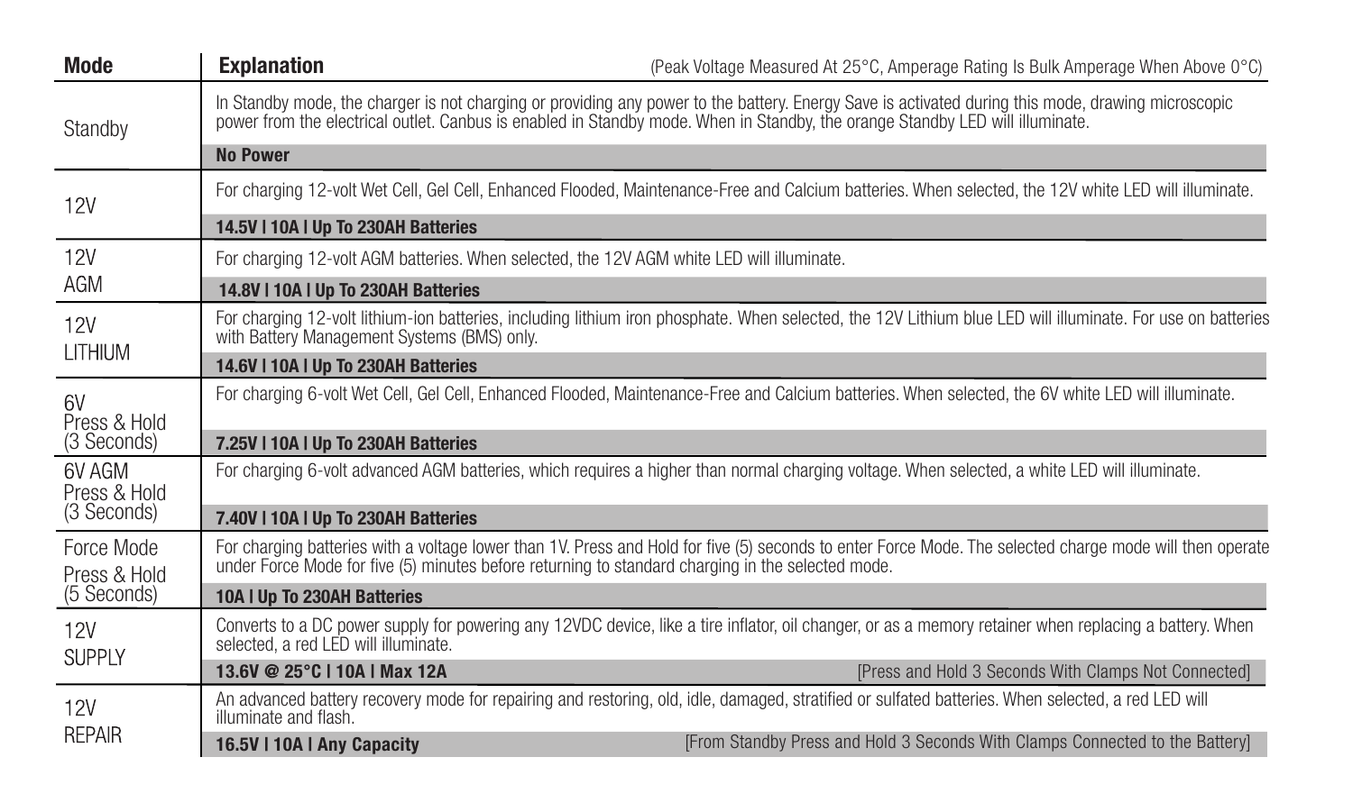| Mode | Explanation (Peak Voltage Measured At 25°C, Amperage Rating Is Bulk Amperage When Above 0°C) |
|---|---|
| Standby | In Standby mode, the charger is not charging or providing any power to the battery. Energy Save is activated during this mode, drawing microscopic power from the electrical outlet. Canbus is enabled in Standby mode. When in Standby, the orange Standby LED will illuminate.<br>**No Power** |
| 12V | For charging 12-volt Wet Cell, Gel Cell, Enhanced Flooded, Maintenance-Free and Calcium batteries. When selected, the 12V white LED will illuminate.<br>**14.5V \| 10A \| Up To 230AH Batteries** |
| 12V AGM | For charging 12-volt AGM batteries. When selected, the 12V AGM white LED will illuminate.<br>**14.8V \| 10A \| Up To 230AH Batteries** |
| 12V LITHIUM | For charging 12-volt lithium-ion batteries, including lithium iron phosphate. When selected, the 12V Lithium blue LED will illuminate. For use on batteries with Battery Management Systems (BMS) only.<br>**14.6V \| 10A \| Up To 230AH Batteries** |
| 6V Press & Hold (3 Seconds) | For charging 6-volt Wet Cell, Gel Cell, Enhanced Flooded, Maintenance-Free and Calcium batteries. When selected, the 6V white LED will illuminate.<br>**7.25V \| 10A \| Up To 230AH Batteries** |
| 6V AGM Press & Hold (3 Seconds) | For charging 6-volt advanced AGM batteries, which requires a higher than normal charging voltage. When selected, a white LED will illuminate.<br>**7.40V \| 10A \| Up To 230AH Batteries** |
| Force Mode Press & Hold (5 Seconds) | For charging batteries with a voltage lower than 1V. Press and Hold for five (5) seconds to enter Force Mode. The selected charge mode will then operate under Force Mode for five (5) minutes before returning to standard charging in the selected mode.<br>**10A \| Up To 230AH Batteries** |
| 12V SUPPLY | Converts to a DC power supply for powering any 12VDC device, like a tire inflator, oil changer, or as a memory retainer when replacing a battery. When selected, a red LED will illuminate.<br>**13.6V @ 25°C \| 10A \| Max 12A** [Press and Hold 3 Seconds With Clamps Not Connected] |
| 12V REPAIR | An advanced battery recovery mode for repairing and restoring, old, idle, damaged, stratified or sulfated batteries. When selected, a red LED will illuminate and flash.<br>**16.5V \| 10A \| Any Capacity** [From Standby Press and Hold 3 Seconds With Clamps Connected to the Battery] |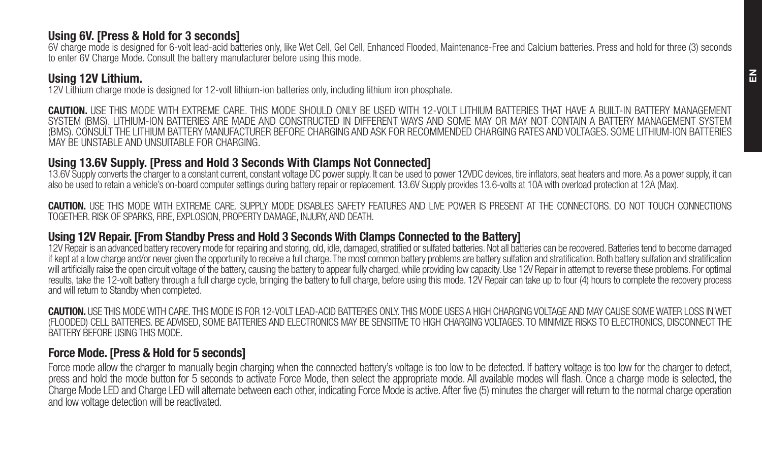## Using 6V. [Press & Hold for 3 seconds]

6V charge mode is designed for 6-volt lead-acid batteries only, like Wet Cell, Gel Cell, Enhanced Flooded, Maintenance-Free and Calcium batteries. Press and hold for three (3) seconds to enter 6V Charge Mode. Consult the battery manufacturer before using this mode.

## Using 12V Lithium.

12V Lithium charge mode is designed for 12-volt lithium-ion batteries only, including lithium iron phosphate.

**CAUTION.** USE THIS MODE WITH EXTREME CARE. THIS MODE SHOULD ONLY BE USED WITH 12-VOLT LITHIUM BATTERIES THAT HAVE A BUILT-IN BATTERY MANAGEMENT SYSTEM (BMS). LITHIUM-ION BATTERIES ARE MADE AND CONSTRUCTED IN DIFFERENT WAYS AND SOME MAY OR MAY NOT CONTAIN A BATTERY MANAGEMENT SYSTEM (BMS). CONSULT THE LITHIUM BATTERY MANUFACTURER BEFORE CHARGING AND ASK FOR RECOMMENDED CHARGING RATES AND VOLTAGES. SOME LITHIUM-ION BATTERIES MAY BE UNSTABLE AND UNSUITABLE FOR CHARGING.

## Using 13.6V Supply. [Press and Hold 3 Seconds With Clamps Not Connected]

13.6V Supply converts the charger to a constant current, constant voltage DC power supply. It can be used to power 12VDC devices, tire inflators, seat heaters and more. As a power supply, it can also be used to retain a vehicle's on-board computer settings during battery repair or replacement. 13.6V Supply provides 13.6-volts at 10A with overload protection at 12A (Max).

**CAUTION.** USE THIS MODE WITH EXTREME CARE. SUPPLY MODE DISABLES SAFETY FEATURES AND LIVE POWER IS PRESENT AT THE CONNECTORS. DO NOT TOUCH CONNECTIONS TOGETHER. RISK OF SPARKS, FIRE, EXPLOSION, PROPERTY DAMAGE, INJURY, AND DEATH.

## Using 12V Repair. [From Standby Press and Hold 3 Seconds With Clamps Connected to the Battery]

12V Repair is an advanced battery recovery mode for repairing and storing, old, idle, damaged, stratified or sulfated batteries. Not all batteries can be recovered. Batteries tend to become damaged if kept at a low charge and/or never given the opportunity to receive a full charge. The most common battery problems are battery sulfation and stratification. Both battery sulfation and stratification will artificially raise the open circuit voltage of the battery, causing the battery to appear fully charged, while providing low capacity. Use 12V Repair in attempt to reverse these problems. For optimal results, take the 12-volt battery through a full charge cycle, bringing the battery to full charge, before using this mode. 12V Repair can take up to four (4) hours to complete the recovery process and will return to Standby when completed.

**CAUTION.** USE THIS MODE WITH CARE. THIS MODE IS FOR 12-VOLT LEAD-ACID BATTERIES ONLY. THIS MODE USES A HIGH CHARGING VOLTAGE AND MAY CAUSE SOME WATER LOSS IN WET (FLOODED) CELL BATTERIES. BE ADVISED, SOME BATTERIES AND ELECTRONICS MAY BE SENSITIVE TO HIGH CHARGING VOLTAGES. TO MINIMIZE RISKS TO ELECTRONICS, DISCONNECT THE BATTERY BEFORE USING THIS MODE.

## Force Mode. [Press & Hold for 5 seconds]

Force mode allow the charger to manually begin charging when the connected battery's voltage is too low to be detected. If battery voltage is too low for the charger to detect, press and hold the mode button for 5 seconds to activate Force Mode, then select the appropriate mode. All available modes will flash. Once a charge mode is selected, the Charge Mode LED and Charge LED will alternate between each other, indicating Force Mode is active. After five (5) minutes the charger will return to the normal charge operation and low voltage detection will be reactivated.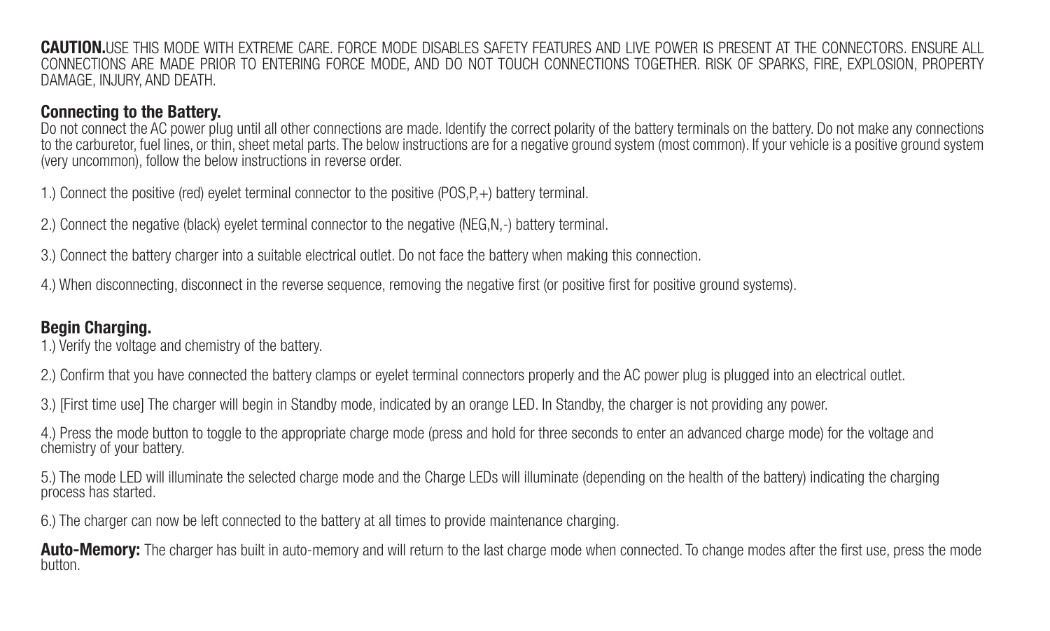**CAUTION.** USE THIS MODE WITH EXTREME CARE. FORCE MODE DISABLES SAFETY FEATURES AND LIVE POWER IS PRESENT AT THE CONNECTORS. ENSURE ALL CONNECTIONS ARE MADE PRIOR TO ENTERING FORCE MODE, AND DO NOT TOUCH CONNECTIONS TOGETHER. RISK OF SPARKS, FIRE, EXPLOSION, PROPERTY DAMAGE, INJURY, AND DEATH.

### Connecting to the Battery.

Do not connect the AC power plug until all other connections are made. Identify the correct polarity of the battery terminals on the battery. Do not make any connections to the carburetor, fuel lines, or thin, sheet metal parts. The below instructions are for a negative ground system (most common). If your vehicle is a positive ground system (very uncommon), follow the below instructions in reverse order.

1.) Connect the positive (red) eyelet terminal connector to the positive (POS,P,+) battery terminal.

2.) Connect the negative (black) eyelet terminal connector to the negative (NEG,N,-) battery terminal.

3.) Connect the battery charger into a suitable electrical outlet. Do not face the battery when making this connection.

4.) When disconnecting, disconnect in the reverse sequence, removing the negative first (or positive first for positive ground systems).

### Begin Charging.

1.) Verify the voltage and chemistry of the battery.

2.) Confirm that you have connected the battery clamps or eyelet terminal connectors properly and the AC power plug is plugged into an electrical outlet.

3.) [First time use] The charger will begin in Standby mode, indicated by an orange LED. In Standby, the charger is not providing any power.

4.) Press the mode button to toggle to the appropriate charge mode (press and hold for three seconds to enter an advanced charge mode) for the voltage and chemistry of your battery.

5.) The mode LED will illuminate the selected charge mode and the Charge LEDs will illuminate (depending on the health of the battery) indicating the charging process has started.

6.) The charger can now be left connected to the battery at all times to provide maintenance charging.

**Auto-Memory:** The charger has built in auto-memory and will return to the last charge mode when connected. To change modes after the first use, press the mode button.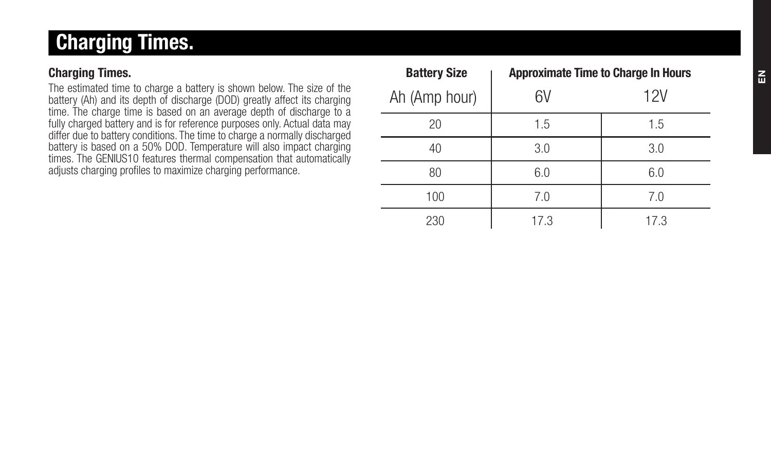# Charging Times.

**Charging Times.**

The estimated time to charge a battery is shown below. The size of the battery (Ah) and its depth of discharge (DOD) greatly affect its charging time. The charge time is based on an average depth of discharge to a fully charged battery and is for reference purposes only. Actual data may differ due to battery conditions. The time to charge a normally discharged battery is based on a 50% DOD. Temperature will also impact charging times. The GENIUS10 features thermal compensation that automatically adjusts charging profiles to maximize charging performance.

| **Battery Size** | **Approximate Time to Charge In Hours** | |
|---|---|---|
| Ah (Amp hour) | 6V | 12V |
| 20 | 1.5 | 1.5 |
| 40 | 3.0 | 3.0 |
| 80 | 6.0 | 6.0 |
| 100 | 7.0 | 7.0 |
| 230 | 17.3 | 17.3 |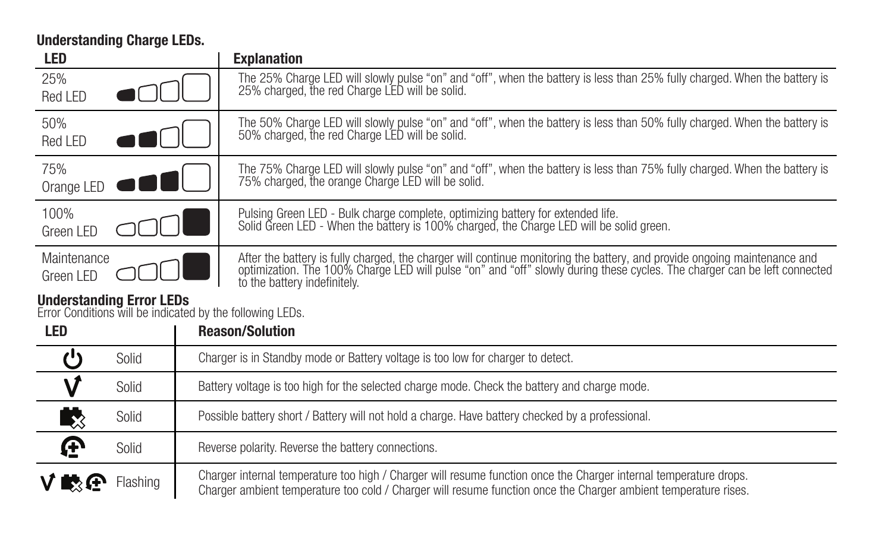**Understanding Charge LEDs.**

| LED | Explanation |
|---|---|
| 25% Red LED | The 25% Charge LED will slowly pulse "on" and "off", when the battery is less than 25% fully charged. When the battery is 25% charged, the red Charge LED will be solid. |
| 50% Red LED | The 50% Charge LED will slowly pulse "on" and "off", when the battery is less than 50% fully charged. When the battery is 50% charged, the red Charge LED will be solid. |
| 75% Orange LED | The 75% Charge LED will slowly pulse "on" and "off", when the battery is less than 75% fully charged. When the battery is 75% charged, the orange Charge LED will be solid. |
| 100% Green LED | Pulsing Green LED - Bulk charge complete, optimizing battery for extended life.<br>Solid Green LED - When the battery is 100% charged, the Charge LED will be solid green. |
| Maintenance Green LED | After the battery is fully charged, the charger will continue monitoring the battery, and provide ongoing maintenance and optimization. The 100% Charge LED will pulse "on" and "off" slowly during these cycles. The charger can be left connected to the battery indefinitely. |

**Understanding Error LEDs**

Error Conditions will be indicated by the following LEDs.

| LED | | Reason/Solution |
|---|---|---|
| ⏻ | Solid | Charger is in Standby mode or Battery voltage is too low for charger to detect. |
| V | Solid | Battery voltage is too high for the selected charge mode. Check the battery and charge mode. |
| Battery ✕ | Solid | Possible battery short / Battery will not hold a charge. Have battery checked by a professional. |
| ± | Solid | Reverse polarity. Reverse the battery connections. |
| V, Battery ✕, ± | Flashing | Charger internal temperature too high / Charger will resume function once the Charger internal temperature drops.<br>Charger ambient temperature too cold / Charger will resume function once the Charger ambient temperature rises. |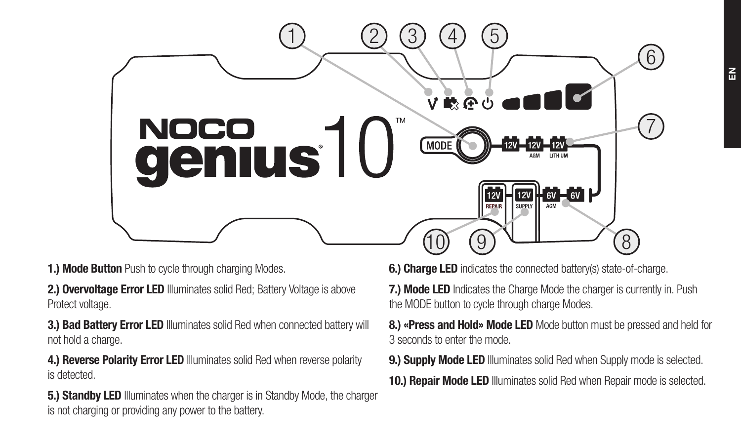**1.) Mode Button** Push to cycle through charging Modes.

**2.) Overvoltage Error LED** Illuminates solid Red; Battery Voltage is above Protect voltage.

**3.) Bad Battery Error LED** Illuminates solid Red when connected battery will not hold a charge.

**4.) Reverse Polarity Error LED** Illuminates solid Red when reverse polarity is detected.

**5.) Standby LED** Illuminates when the charger is in Standby Mode, the charger is not charging or providing any power to the battery.

**6.) Charge LED** indicates the connected battery(s) state-of-charge.

**7.) Mode LED** Indicates the Charge Mode the charger is currently in. Push the MODE button to cycle through charge Modes.

**8.) «Press and Hold» Mode LED** Mode button must be pressed and held for 3 seconds to enter the mode.

**9.) Supply Mode LED** Illuminates solid Red when Supply mode is selected.

**10.) Repair Mode LED** Illuminates solid Red when Repair mode is selected.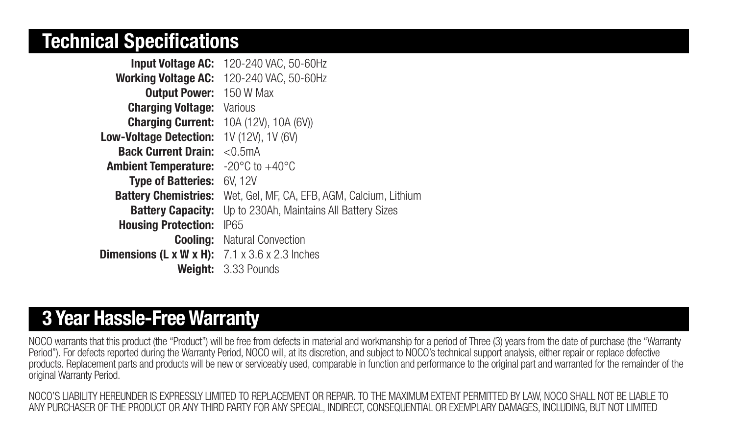## Technical Specifications

| | |
|---|---|
| **Input Voltage AC:** | 120-240 VAC, 50-60Hz |
| **Working Voltage AC:** | 120-240 VAC, 50-60Hz |
| **Output Power:** | 150 W Max |
| **Charging Voltage:** | Various |
| **Charging Current:** | 10A (12V), 10A (6V)) |
| **Low-Voltage Detection:** | 1V (12V), 1V (6V) |
| **Back Current Drain:** | <0.5mA |
| **Ambient Temperature:** | -20°C to +40°C |
| **Type of Batteries:** | 6V, 12V |
| **Battery Chemistries:** | Wet, Gel, MF, CA, EFB, AGM, Calcium, Lithium |
| **Battery Capacity:** | Up to 230Ah, Maintains All Battery Sizes |
| **Housing Protection:** | IP65 |
| **Cooling:** | Natural Convection |
| **Dimensions (L x W x H):** | 7.1 x 3.6 x 2.3 Inches |
| **Weight:** | 3.33 Pounds |

## 3 Year Hassle-Free Warranty

NOCO warrants that this product (the "Product") will be free from defects in material and workmanship for a period of Three (3) years from the date of purchase (the "Warranty Period"). For defects reported during the Warranty Period, NOCO will, at its discretion, and subject to NOCO's technical support analysis, either repair or replace defective products. Replacement parts and products will be new or serviceably used, comparable in function and performance to the original part and warranted for the remainder of the original Warranty Period.

NOCO'S LIABILITY HEREUNDER IS EXPRESSLY LIMITED TO REPLACEMENT OR REPAIR. TO THE MAXIMUM EXTENT PERMITTED BY LAW, NOCO SHALL NOT BE LIABLE TO ANY PURCHASER OF THE PRODUCT OR ANY THIRD PARTY FOR ANY SPECIAL, INDIRECT, CONSEQUENTIAL OR EXEMPLARY DAMAGES, INCLUDING, BUT NOT LIMITED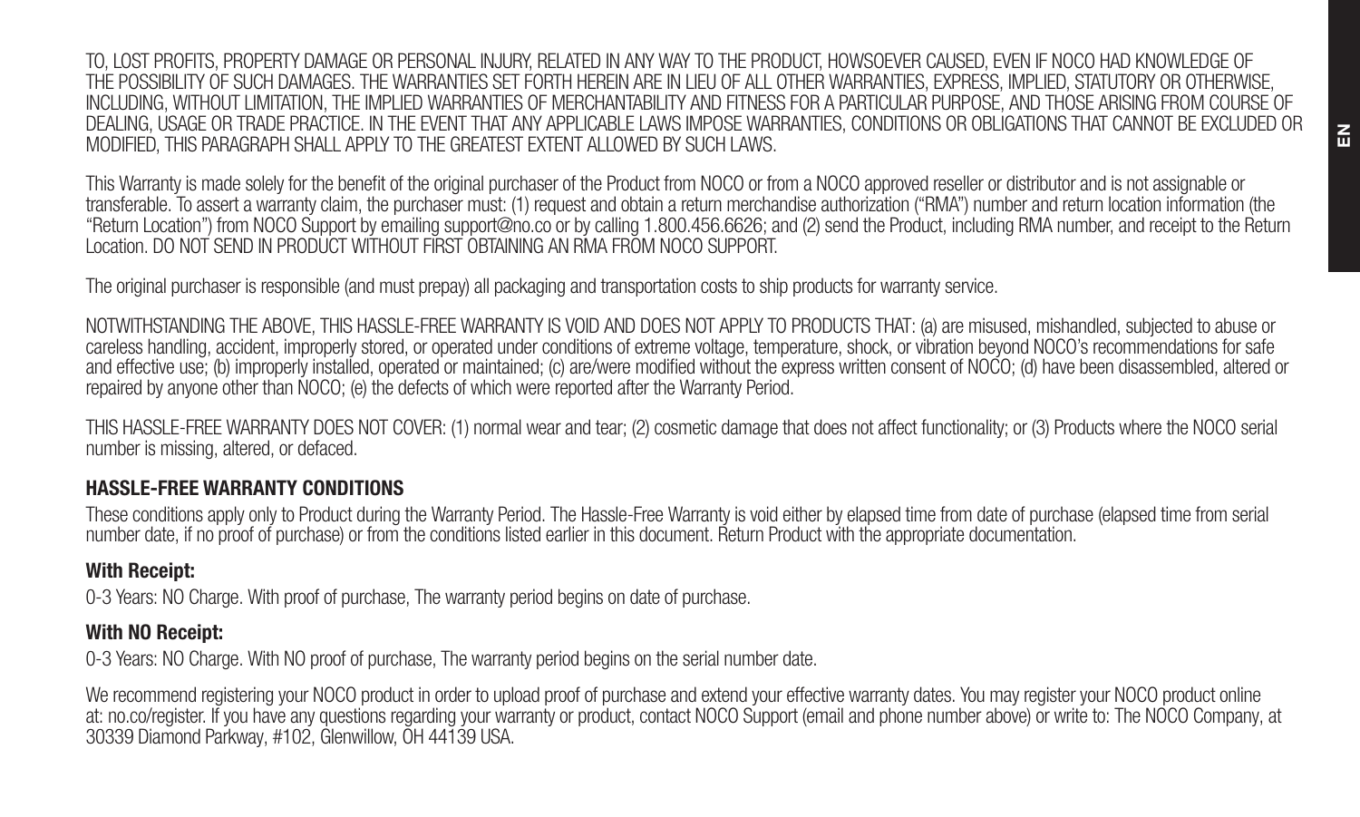TO, LOST PROFITS, PROPERTY DAMAGE OR PERSONAL INJURY, RELATED IN ANY WAY TO THE PRODUCT, HOWSOEVER CAUSED, EVEN IF NOCO HAD KNOWLEDGE OF THE POSSIBILITY OF SUCH DAMAGES. THE WARRANTIES SET FORTH HEREIN ARE IN LIEU OF ALL OTHER WARRANTIES, EXPRESS, IMPLIED, STATUTORY OR OTHERWISE, INCLUDING, WITHOUT LIMITATION, THE IMPLIED WARRANTIES OF MERCHANTABILITY AND FITNESS FOR A PARTICULAR PURPOSE, AND THOSE ARISING FROM COURSE OF DEALING, USAGE OR TRADE PRACTICE. IN THE EVENT THAT ANY APPLICABLE LAWS IMPOSE WARRANTIES, CONDITIONS OR OBLIGATIONS THAT CANNOT BE EXCLUDED OR MODIFIED, THIS PARAGRAPH SHALL APPLY TO THE GREATEST EXTENT ALLOWED BY SUCH LAWS.

This Warranty is made solely for the benefit of the original purchaser of the Product from NOCO or from a NOCO approved reseller or distributor and is not assignable or transferable. To assert a warranty claim, the purchaser must: (1) request and obtain a return merchandise authorization ("RMA") number and return location information (the "Return Location") from NOCO Support by emailing support@no.co or by calling 1.800.456.6626; and (2) send the Product, including RMA number, and receipt to the Return Location. DO NOT SEND IN PRODUCT WITHOUT FIRST OBTAINING AN RMA FROM NOCO SUPPORT.

The original purchaser is responsible (and must prepay) all packaging and transportation costs to ship products for warranty service.

NOTWITHSTANDING THE ABOVE, THIS HASSLE-FREE WARRANTY IS VOID AND DOES NOT APPLY TO PRODUCTS THAT: (a) are misused, mishandled, subjected to abuse or careless handling, accident, improperly stored, or operated under conditions of extreme voltage, temperature, shock, or vibration beyond NOCO's recommendations for safe and effective use; (b) improperly installed, operated or maintained; (c) are/were modified without the express written consent of NOCO; (d) have been disassembled, altered or repaired by anyone other than NOCO; (e) the defects of which were reported after the Warranty Period.

THIS HASSLE-FREE WARRANTY DOES NOT COVER: (1) normal wear and tear; (2) cosmetic damage that does not affect functionality; or (3) Products where the NOCO serial number is missing, altered, or defaced.

### HASSLE-FREE WARRANTY CONDITIONS

These conditions apply only to Product during the Warranty Period. The Hassle-Free Warranty is void either by elapsed time from date of purchase (elapsed time from serial number date, if no proof of purchase) or from the conditions listed earlier in this document. Return Product with the appropriate documentation.

**With Receipt:**

0-3 Years: NO Charge. With proof of purchase, The warranty period begins on date of purchase.

**With NO Receipt:**

0-3 Years: NO Charge. With NO proof of purchase, The warranty period begins on the serial number date.

We recommend registering your NOCO product in order to upload proof of purchase and extend your effective warranty dates. You may register your NOCO product online at: no.co/register. If you have any questions regarding your warranty or product, contact NOCO Support (email and phone number above) or write to: The NOCO Company, at 30339 Diamond Parkway, #102, Glenwillow, OH 44139 USA.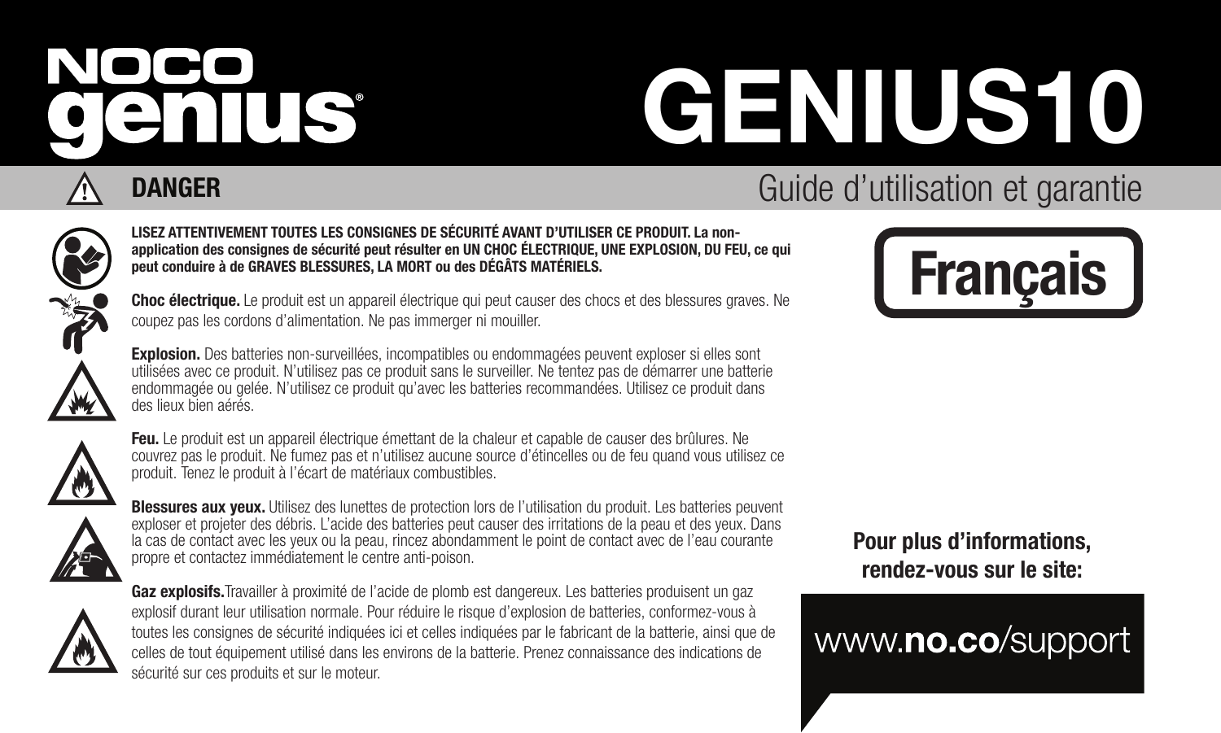# NOCO genius®

# GENIUS10

## DANGER

Guide d'utilisation et garantie

**Français**

**LISEZ ATTENTIVEMENT TOUTES LES CONSIGNES DE SÉCURITÉ AVANT D'UTILISER CE PRODUIT. La non-application des consignes de sécurité peut résulter en UN CHOC ÉLECTRIQUE, UNE EXPLOSION, DU FEU, ce qui peut conduire à de GRAVES BLESSURES, LA MORT ou des DÉGÂTS MATÉRIELS.**

**Choc électrique.** Le produit est un appareil électrique qui peut causer des chocs et des blessures graves. Ne coupez pas les cordons d'alimentation. Ne pas immerger ni mouiller.

**Explosion.** Des batteries non-surveillées, incompatibles ou endommagées peuvent exploser si elles sont utilisées avec ce produit. N'utilisez pas ce produit sans le surveiller. Ne tentez pas de démarrer une batterie endommagée ou gelée. N'utilisez ce produit qu'avec les batteries recommandées. Utilisez ce produit dans des lieux bien aérés.

**Feu.** Le produit est un appareil électrique émettant de la chaleur et capable de causer des brûlures. Ne couvrez pas le produit. Ne fumez pas et n'utilisez aucune source d'étincelles ou de feu quand vous utilisez ce produit. Tenez le produit à l'écart de matériaux combustibles.

**Blessures aux yeux.** Utilisez des lunettes de protection lors de l'utilisation du produit. Les batteries peuvent exploser et projeter des débris. L'acide des batteries peut causer des irritations de la peau et des yeux. Dans la cas de contact avec les yeux ou la peau, rincez abondamment le point de contact avec de l'eau courante propre et contactez immédiatement le centre anti-poison.

**Gaz explosifs.**Travailler à proximité de l'acide de plomb est dangereux. Les batteries produisent un gaz explosif durant leur utilisation normale. Pour réduire le risque d'explosion de batteries, conformez-vous à toutes les consignes de sécurité indiquées ici et celles indiquées par le fabricant de la batterie, ainsi que de celles de tout équipement utilisé dans les environs de la batterie. Prenez connaissance des indications de sécurité sur ces produits et sur le moteur.

**Pour plus d'informations, rendez-vous sur le site:**

www.**no.co**/support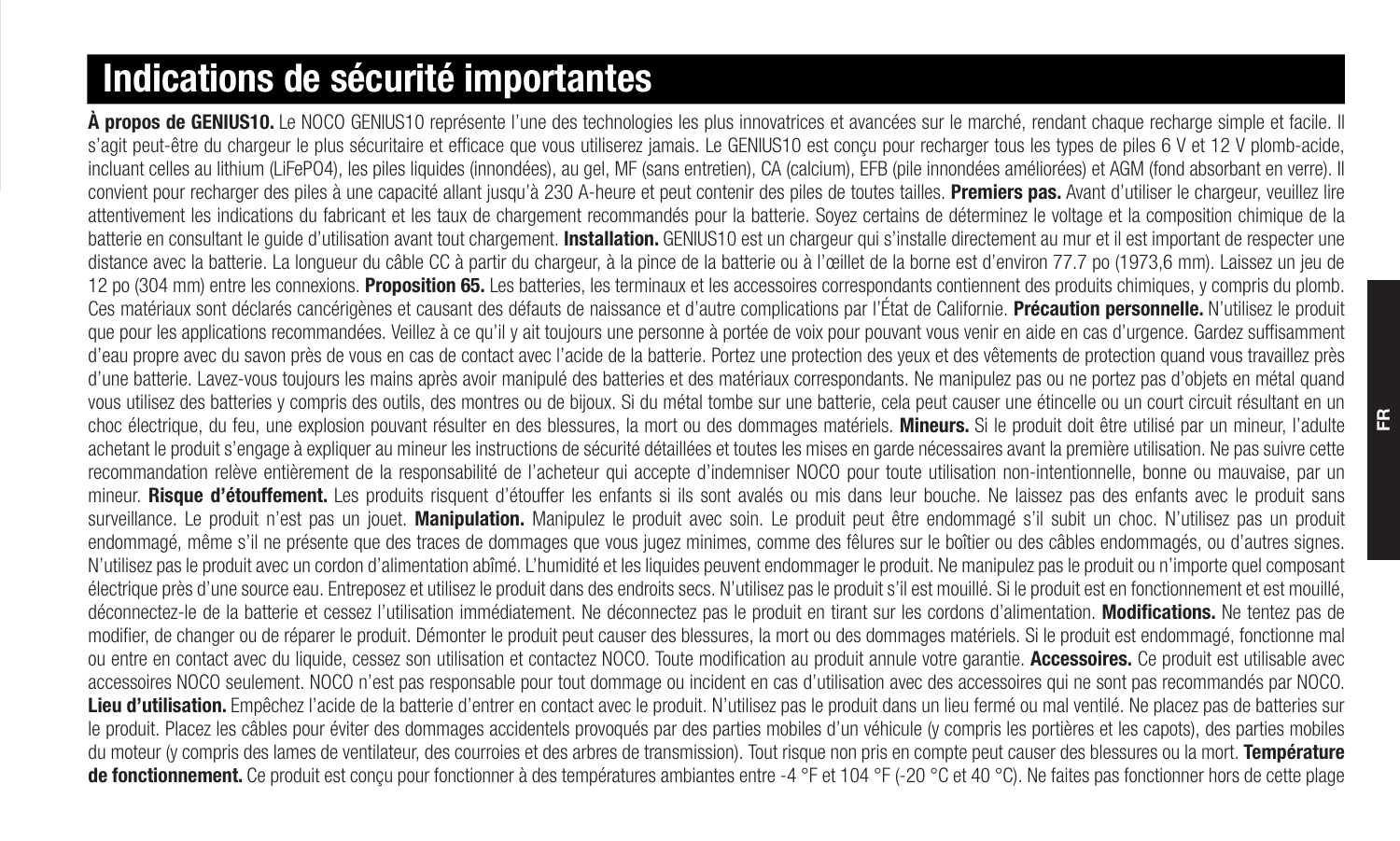# Indications de sécurité importantes

**À propos de GENIUS10.** Le NOCO GENIUS10 représente l'une des technologies les plus innovatrices et avancées sur le marché, rendant chaque recharge simple et facile. Il s'agit peut-être du chargeur le plus sécuritaire et efficace que vous utiliserez jamais. Le GENIUS10 est conçu pour recharger tous les types de piles 6 V et 12 V plomb-acide, incluant celles au lithium (LiFePO4), les piles liquides (innondées), au gel, MF (sans entretien), CA (calcium), EFB (pile innondées améliorées) et AGM (fond absorbant en verre). Il convient pour recharger des piles à une capacité allant jusqu'à 230 A-heure et peut contenir des piles de toutes tailles. **Premiers pas.** Avant d'utiliser le chargeur, veuillez lire attentivement les indications du fabricant et les taux de chargement recommandés pour la batterie. Soyez certains de déterminez le voltage et la composition chimique de la batterie en consultant le guide d'utilisation avant tout chargement. **Installation.** GENIUS10 est un chargeur qui s'installe directement au mur et il est important de respecter une distance avec la batterie. La longueur du câble CC à partir du chargeur, à la pince de la batterie ou à l'œillet de la borne est d'environ 77.7 po (1973,6 mm). Laissez un jeu de 12 po (304 mm) entre les connexions. **Proposition 65.** Les batteries, les terminaux et les accessoires correspondants contiennent des produits chimiques, y compris du plomb. Ces matériaux sont déclarés cancérigènes et causant des défauts de naissance et d'autre complications par l'État de Californie. **Précaution personnelle.** N'utilisez le produit que pour les applications recommandées. Veillez à ce qu'il y ait toujours une personne à portée de voix pour pouvant vous venir en aide en cas d'urgence. Gardez suffisamment d'eau propre avec du savon près de vous en cas de contact avec l'acide de la batterie. Portez une protection des yeux et des vêtements de protection quand vous travaillez près d'une batterie. Lavez-vous toujours les mains après avoir manipulé des batteries et des matériaux correspondants. Ne manipulez pas ou ne portez pas d'objets en métal quand vous utilisez des batteries y compris des outils, des montres ou de bijoux. Si du métal tombe sur une batterie, cela peut causer une étincelle ou un court circuit résultant en un choc électrique, du feu, une explosion pouvant résulter en des blessures, la mort ou des dommages matériels. **Mineurs.** Si le produit doit être utilisé par un mineur, l'adulte achetant le produit s'engage à expliquer au mineur les instructions de sécurité détaillées et toutes les mises en garde nécessaires avant la première utilisation. Ne pas suivre cette recommandation relève entièrement de la responsabilité de l'acheteur qui accepte d'indemniser NOCO pour toute utilisation non-intentionnelle, bonne ou mauvaise, par un mineur. **Risque d'étouffement.** Les produits risquent d'étouffer les enfants si ils sont avalés ou mis dans leur bouche. Ne laissez pas des enfants avec le produit sans surveillance. Le produit n'est pas un jouet. **Manipulation.** Manipulez le produit avec soin. Le produit peut être endommagé s'il subit un choc. N'utilisez pas un produit endommagé, même s'il ne présente que des traces de dommages que vous jugez minimes, comme des fêlures sur le boîtier ou des câbles endommagés, ou d'autres signes. N'utilisez pas le produit avec un cordon d'alimentation abîmé. L'humidité et les liquides peuvent endommager le produit. Ne manipulez pas le produit ou n'importe quel composant électrique près d'une source eau. Entreposez et utilisez le produit dans des endroits secs. N'utilisez pas le produit s'il est mouillé. Si le produit est en fonctionnement et est mouillé, déconnectez-le de la batterie et cessez l'utilisation immédiatement. Ne déconnectez pas le produit en tirant sur les cordons d'alimentation. **Modifications.** Ne tentez pas de modifier, de changer ou de réparer le produit. Démonter le produit peut causer des blessures, la mort ou des dommages matériels. Si le produit est endommagé, fonctionne mal ou entre en contact avec du liquide, cessez son utilisation et contactez NOCO. Toute modification au produit annule votre garantie. **Accessoires.** Ce produit est utilisable avec accessoires NOCO seulement. NOCO n'est pas responsable pour tout dommage ou incident en cas d'utilisation avec des accessoires qui ne sont pas recommandés par NOCO. **Lieu d'utilisation.** Empêchez l'acide de la batterie d'entrer en contact avec le produit. N'utilisez pas le produit dans un lieu fermé ou mal ventilé. Ne placez pas de batteries sur le produit. Placez les câbles pour éviter des dommages accidentels provoqués par des parties mobiles d'un véhicule (y compris les portières et les capots), des parties mobiles du moteur (y compris des lames de ventilateur, des courroies et des arbres de transmission). Tout risque non pris en compte peut causer des blessures ou la mort. **Température de fonctionnement.** Ce produit est conçu pour fonctionner à des températures ambiantes entre -4 °F et 104 °F (-20 °C et 40 °C). Ne faites pas fonctionner hors de cette plage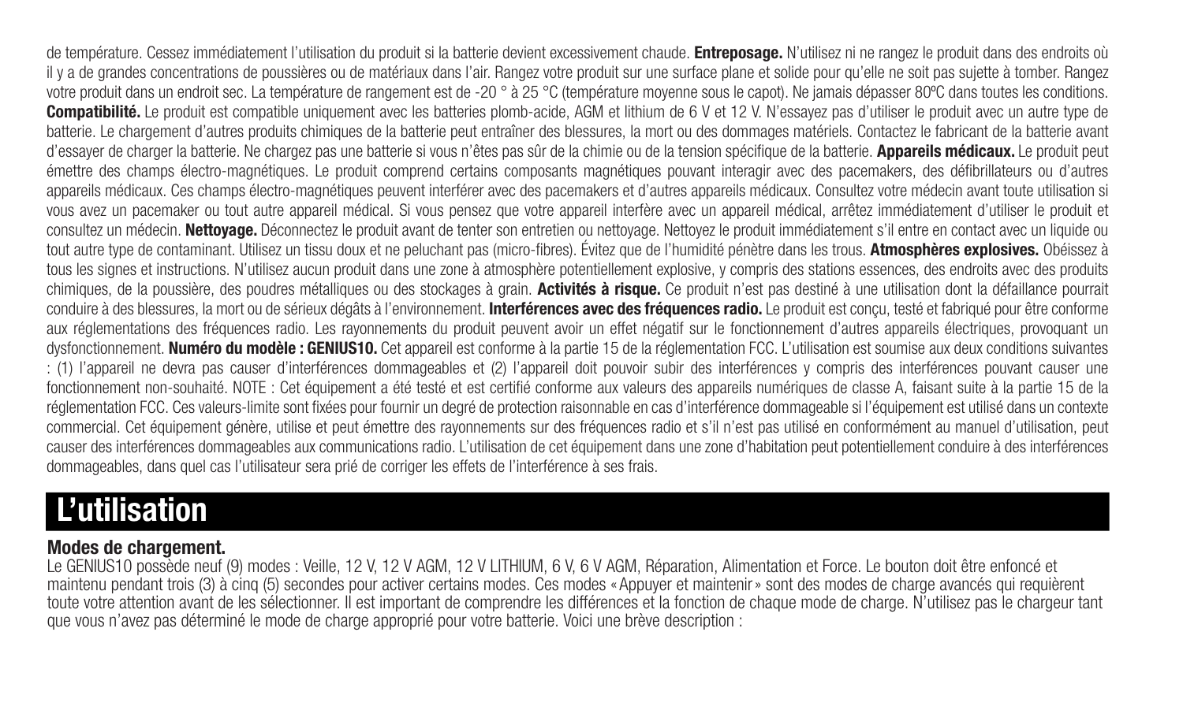de température. Cessez immédiatement l'utilisation du produit si la batterie devient excessivement chaude. **Entreposage.** N'utilisez ni ne rangez le produit dans des endroits où il y a de grandes concentrations de poussières ou de matériaux dans l'air. Rangez votre produit sur une surface plane et solide pour qu'elle ne soit pas sujette à tomber. Rangez votre produit dans un endroit sec. La température de rangement est de -20 ° à 25 °C (température moyenne sous le capot). Ne jamais dépasser 80ºC dans toutes les conditions. **Compatibilité.** Le produit est compatible uniquement avec les batteries plomb-acide, AGM et lithium de 6 V et 12 V. N'essayez pas d'utiliser le produit avec un autre type de batterie. Le chargement d'autres produits chimiques de la batterie peut entraîner des blessures, la mort ou des dommages matériels. Contactez le fabricant de la batterie avant d'essayer de charger la batterie. Ne chargez pas une batterie si vous n'êtes pas sûr de la chimie ou de la tension spécifique de la batterie. **Appareils médicaux.** Le produit peut émettre des champs électro-magnétiques. Le produit comprend certains composants magnétiques pouvant interagir avec des pacemakers, des défibrillateurs ou d'autres appareils médicaux. Ces champs électro-magnétiques peuvent interférer avec des pacemakers et d'autres appareils médicaux. Consultez votre médecin avant toute utilisation si vous avez un pacemaker ou tout autre appareil médical. Si vous pensez que votre appareil interfère avec un appareil médical, arrêtez immédiatement d'utiliser le produit et consultez un médecin. **Nettoyage.** Déconnectez le produit avant de tenter son entretien ou nettoyage. Nettoyez le produit immédiatement s'il entre en contact avec un liquide ou tout autre type de contaminant. Utilisez un tissu doux et ne peluchant pas (micro-fibres). Évitez que de l'humidité pénètre dans les trous. **Atmosphères explosives.** Obéissez à tous les signes et instructions. N'utilisez aucun produit dans une zone à atmosphère potentiellement explosive, y compris des stations essences, des endroits avec des produits chimiques, de la poussière, des poudres métalliques ou des stockages à grain. **Activités à risque.** Ce produit n'est pas destiné à une utilisation dont la défaillance pourrait conduire à des blessures, la mort ou de sérieux dégâts à l'environnement. **Interférences avec des fréquences radio.** Le produit est conçu, testé et fabriqué pour être conforme aux réglementations des fréquences radio. Les rayonnements du produit peuvent avoir un effet négatif sur le fonctionnement d'autres appareils électriques, provoquant un dysfonctionnement. **Numéro du modèle : GENIUS10.** Cet appareil est conforme à la partie 15 de la réglementation FCC. L'utilisation est soumise aux deux conditions suivantes : (1) l'appareil ne devra pas causer d'interférences dommageables et (2) l'appareil doit pouvoir subir des interférences y compris des interférences pouvant causer une fonctionnement non-souhaité. NOTE : Cet équipement a été testé et est certifié conforme aux valeurs des appareils numériques de classe A, faisant suite à la partie 15 de la réglementation FCC. Ces valeurs-limite sont fixées pour fournir un degré de protection raisonnable en cas d'interférence dommageable si l'équipement est utilisé dans un contexte commercial. Cet équipement génère, utilise et peut émettre des rayonnements sur des fréquences radio et s'il n'est pas utilisé en conformément au manuel d'utilisation, peut causer des interférences dommageables aux communications radio. L'utilisation de cet équipement dans une zone d'habitation peut potentiellement conduire à des interférences dommageables, dans quel cas l'utilisateur sera prié de corriger les effets de l'interférence à ses frais.

# L'utilisation

### Modes de chargement.

Le GENIUS10 possède neuf (9) modes : Veille, 12 V, 12 V AGM, 12 V LITHIUM, 6 V, 6 V AGM, Réparation, Alimentation et Force. Le bouton doit être enfoncé et maintenu pendant trois (3) à cinq (5) secondes pour activer certains modes. Ces modes « Appuyer et maintenir » sont des modes de charge avancés qui requièrent toute votre attention avant de les sélectionner. Il est important de comprendre les différences et la fonction de chaque mode de charge. N'utilisez pas le chargeur tant que vous n'avez pas déterminé le mode de charge approprié pour votre batterie. Voici une brève description :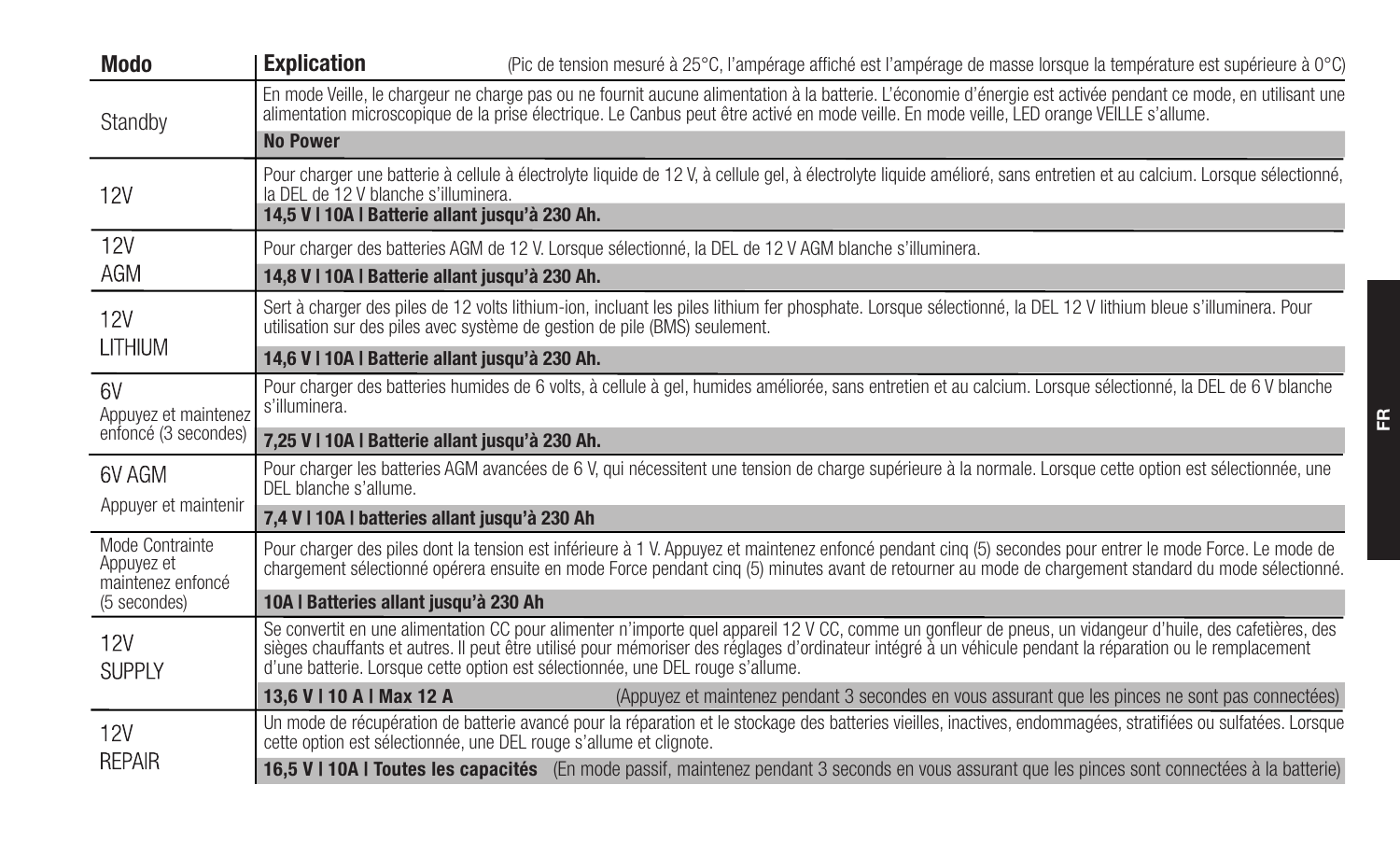| Modo | Explication (Pic de tension mesuré à 25°C, l'ampérage affiché est l'ampérage de masse lorsque la température est supérieure à 0°C) |
|---|---|
| Standby | En mode Veille, le chargeur ne charge pas ou ne fournit aucune alimentation à la batterie. L'économie d'énergie est activée pendant ce mode, en utilisant une alimentation microscopique de la prise électrique. Le Canbus peut être activé en mode veille. En mode veille, LED orange VEILLE s'allume. |
| | **No Power** |
| 12V | Pour charger une batterie à cellule à électrolyte liquide de 12 V, à cellule gel, à électrolyte liquide amélioré, sans entretien et au calcium. Lorsque sélectionné, la DEL de 12 V blanche s'illuminera. |
| | **14,5 V I 10A I Batterie allant jusqu'à 230 Ah.** |
| 12V AGM | Pour charger des batteries AGM de 12 V. Lorsque sélectionné, la DEL de 12 V AGM blanche s'illuminera. |
| | **14,8 V I 10A I Batterie allant jusqu'à 230 Ah.** |
| 12V LITHIUM | Sert à charger des piles de 12 volts lithium-ion, incluant les piles lithium fer phosphate. Lorsque sélectionné, la DEL 12 V lithium bleue s'illuminera. Pour utilisation sur des piles avec système de gestion de pile (BMS) seulement. |
| | **14,6 V I 10A I Batterie allant jusqu'à 230 Ah.** |
| 6V Appuyez et maintenez enfoncé (3 secondes) | Pour charger des batteries humides de 6 volts, à cellule à gel, humides améliorée, sans entretien et au calcium. Lorsque sélectionné, la DEL de 6 V blanche s'illuminera. |
| | **7,25 V I 10A I Batterie allant jusqu'à 230 Ah.** |
| 6V AGM Appuyer et maintenir | Pour charger les batteries AGM avancées de 6 V, qui nécessitent une tension de charge supérieure à la normale. Lorsque cette option est sélectionnée, une DEL blanche s'allume. |
| | **7,4 V I 10A I batteries allant jusqu'à 230 Ah** |
| Mode Contrainte Appuyez et maintenez enfoncé (5 secondes) | Pour charger des piles dont la tension est inférieure à 1 V. Appuyez et maintenez enfoncé pendant cinq (5) secondes pour entrer le mode Force. Le mode de chargement sélectionné opérera ensuite en mode Force pendant cinq (5) minutes avant de retourner au mode de chargement standard du mode sélectionné. |
| | **10A I Batteries allant jusqu'à 230 Ah** |
| 12V SUPPLY | Se convertit en une alimentation CC pour alimenter n'importe quel appareil 12 V CC, comme un gonfleur de pneus, un vidangeur d'huile, des cafetières, des sièges chauffants et autres. Il peut être utilisé pour mémoriser des réglages d'ordinateur intégré à un véhicule pendant la réparation ou le remplacement d'une batterie. Lorsque cette option est sélectionnée, une DEL rouge s'allume. |
| | **13,6 V I 10 A I Max 12 A** (Appuyez et maintenez pendant 3 secondes en vous assurant que les pinces ne sont pas connectées) |
| 12V REPAIR | Un mode de récupération de batterie avancé pour la réparation et le stockage des batteries vieilles, inactives, endommagées, stratifiées ou sulfatées. Lorsque cette option est sélectionnée, une DEL rouge s'allume et clignote. |
| | **16,5 V I 10A I Toutes les capacités** (En mode passif, maintenez pendant 3 seconds en vous assurant que les pinces sont connectées à la batterie) |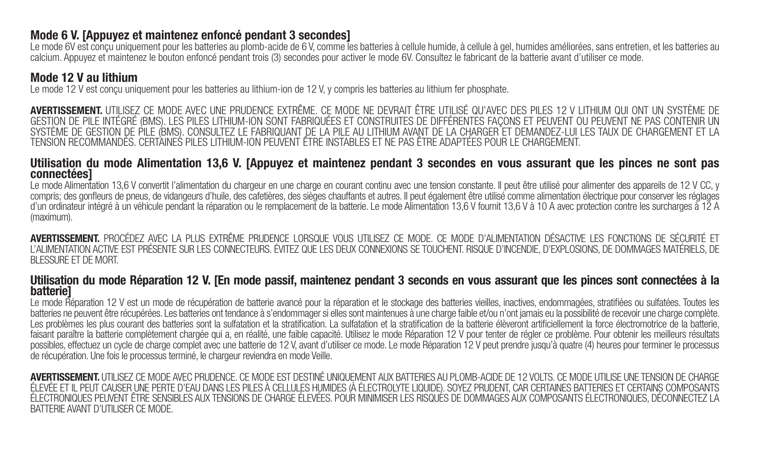## Mode 6 V. [Appuyez et maintenez enfoncé pendant 3 secondes]

Le mode 6V est conçu uniquement pour les batteries au plomb-acide de 6 V, comme les batteries à cellule humide, à cellule à gel, humides améliorées, sans entretien, et les batteries au calcium. Appuyez et maintenez le bouton enfoncé pendant trois (3) secondes pour activer le mode 6V. Consultez le fabricant de la batterie avant d'utiliser ce mode.

## Mode 12 V au lithium

Le mode 12 V est conçu uniquement pour les batteries au lithium-ion de 12 V, y compris les batteries au lithium fer phosphate.

**AVERTISSEMENT.** UTILISEZ CE MODE AVEC UNE PRUDENCE EXTRÊME. CE MODE NE DEVRAIT ÊTRE UTILISÉ QU'AVEC DES PILES 12 V LITHIUM QUI ONT UN SYSTÈME DE GESTION DE PILE INTÉGRÉ (BMS). LES PILES LITHIUM-ION SONT FABRIQUÉES ET CONSTRUITES DE DIFFÉRENTES FAÇONS ET PEUVENT OU PEUVENT NE PAS CONTENIR UN SYSTÈME DE GESTION DE PILE (BMS). CONSULTEZ LE FABRIQUANT DE LA PILE AU LITHIUM AVANT DE LA CHARGER ET DEMANDEZ-LUI LES TAUX DE CHARGEMENT ET LA TENSION RECOMMANDÉS. CERTAINES PILES LITHIUM-ION PEUVENT ÊTRE INSTABLES ET NE PAS ÊTRE ADAPTÉES POUR LE CHARGEMENT.

## Utilisation du mode Alimentation 13,6 V. [Appuyez et maintenez pendant 3 secondes en vous assurant que les pinces ne sont pas connectées]

Le mode Alimentation 13,6 V convertit l'alimentation du chargeur en une charge en courant continu avec une tension constante. Il peut être utilisé pour alimenter des appareils de 12 V CC, y compris; des gonfleurs de pneus, de vidangeurs d'huile, des cafetières, des sièges chauffants et autres. Il peut également être utilisé comme alimentation électrique pour conserver les réglages d'un ordinateur intégré à un véhicule pendant la réparation ou le remplacement de la batterie. Le mode Alimentation 13,6 V fournit 13,6 V à 10 A avec protection contre les surcharges à 12 A (maximum).

**AVERTISSEMENT.** PROCÉDEZ AVEC LA PLUS EXTRÊME PRUDENCE LORSQUE VOUS UTILISEZ CE MODE. CE MODE D'ALIMENTATION DÉSACTIVE LES FONCTIONS DE SÉCURITÉ ET L'ALIMENTATION ACTIVE EST PRÉSENTE SUR LES CONNECTEURS. ÉVITEZ QUE LES DEUX CONNEXIONS SE TOUCHENT. RISQUE D'INCENDIE, D'EXPLOSIONS, DE DOMMAGES MATÉRIELS, DE BLESSURE ET DE MORT.

## Utilisation du mode Réparation 12 V. [En mode passif, maintenez pendant 3 seconds en vous assurant que les pinces sont connectées à la batterie]

Le mode Réparation 12 V est un mode de récupération de batterie avancé pour la réparation et le stockage des batteries vieilles, inactives, endommagées, stratifiées ou sulfatées. Toutes les batteries ne peuvent être récupérées. Les batteries ont tendance à s'endommager si elles sont maintenues à une charge faible et/ou n'ont jamais eu la possibilité de recevoir une charge complète. Les problèmes les plus courant des batteries sont la sulfatation et la stratification. La sulfatation et la stratification de la batterie élèveront artificiellement la force électromotrice de la batterie, faisant paraître la batterie complètement chargée qui a, en réalité, une faible capacité. Utilisez le mode Réparation 12 V pour tenter de régler ce problème. Pour obtenir les meilleurs résultats possibles, effectuez un cycle de charge complet avec une batterie de 12 V, avant d'utiliser ce mode. Le mode Réparation 12 V peut prendre jusqu'à quatre (4) heures pour terminer le processus de récupération. Une fois le processus terminé, le chargeur reviendra en mode Veille.

**AVERTISSEMENT.** UTILISEZ CE MODE AVEC PRUDENCE. CE MODE EST DESTINÉ UNIQUEMENT AUX BATTERIES AU PLOMB-ACIDE DE 12 VOLTS. CE MODE UTILISE UNE TENSION DE CHARGE ÉLEVÉE ET IL PEUT CAUSER UNE PERTE D'EAU DANS LES PILES À CELLULES HUMIDES (À ÉLECTROLYTE LIQUIDE). SOYEZ PRUDENT, CAR CERTAINES BATTERIES ET CERTAINS COMPOSANTS ÉLECTRONIQUES PEUVENT ÊTRE SENSIBLES AUX TENSIONS DE CHARGE ÉLEVÉES. POUR MINIMISER LES RISQUES DE DOMMAGES AUX COMPOSANTS ÉLECTRONIQUES, DÉCONNECTEZ LA BATTERIE AVANT D'UTILISER CE MODE.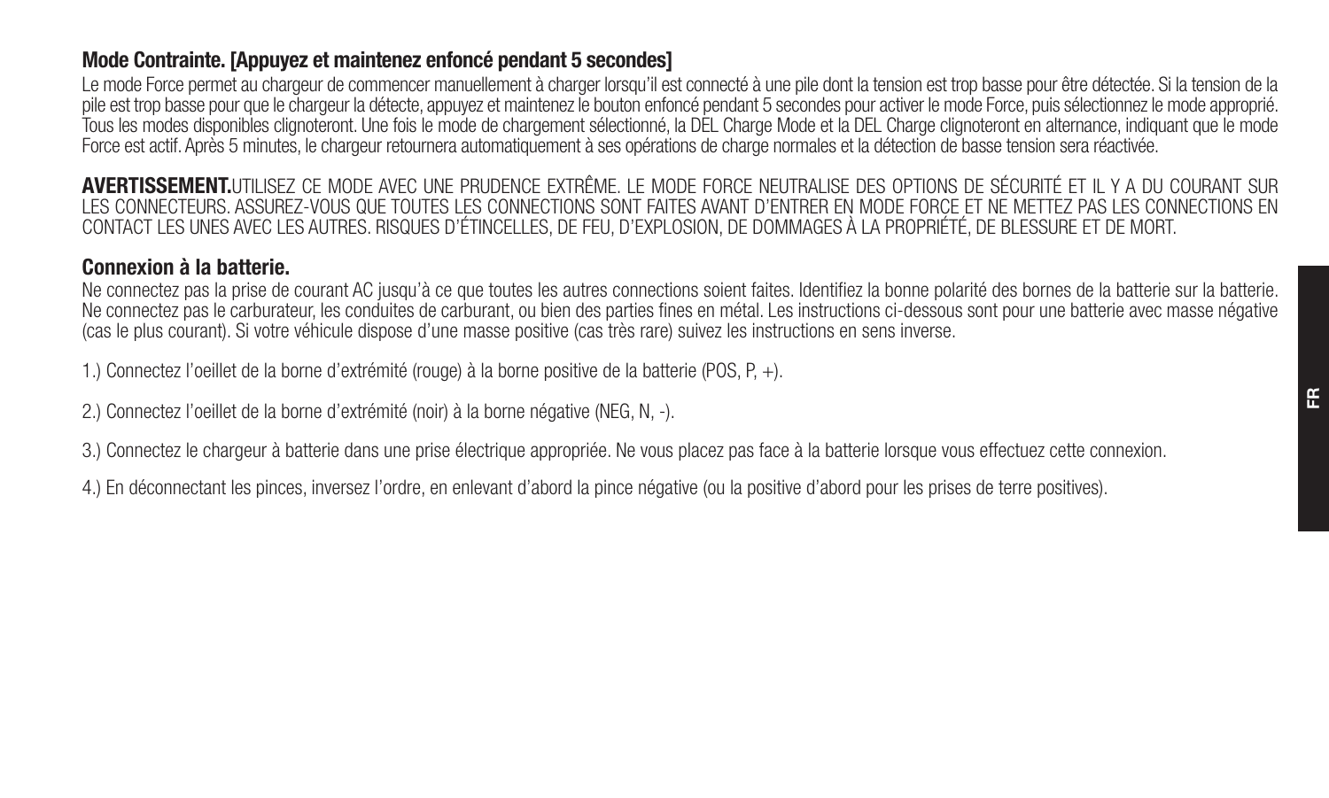### Mode Contrainte. [Appuyez et maintenez enfoncé pendant 5 secondes]

Le mode Force permet au chargeur de commencer manuellement à charger lorsqu'il est connecté à une pile dont la tension est trop basse pour être détectée. Si la tension de la pile est trop basse pour que le chargeur la détecte, appuyez et maintenez le bouton enfoncé pendant 5 secondes pour activer le mode Force, puis sélectionnez le mode approprié. Tous les modes disponibles clignoteront. Une fois le mode de chargement sélectionné, la DEL Charge Mode et la DEL Charge clignoteront en alternance, indiquant que le mode Force est actif. Après 5 minutes, le chargeur retournera automatiquement à ses opérations de charge normales et la détection de basse tension sera réactivée.

**AVERTISSEMENT.**UTILISEZ CE MODE AVEC UNE PRUDENCE EXTRÊME. LE MODE FORCE NEUTRALISE DES OPTIONS DE SÉCURITÉ ET IL Y A DU COURANT SUR LES CONNECTEURS. ASSUREZ-VOUS QUE TOUTES LES CONNECTIONS SONT FAITES AVANT D'ENTRER EN MODE FORCE ET NE METTEZ PAS LES CONNECTIONS EN CONTACT LES UNES AVEC LES AUTRES. RISQUES D'ÉTINCELLES, DE FEU, D'EXPLOSION, DE DOMMAGES À LA PROPRIÉTÉ, DE BLESSURE ET DE MORT.

### Connexion à la batterie.

Ne connectez pas la prise de courant AC jusqu'à ce que toutes les autres connections soient faites. Identifiez la bonne polarité des bornes de la batterie sur la batterie. Ne connectez pas le carburateur, les conduites de carburant, ou bien des parties fines en métal. Les instructions ci-dessous sont pour une batterie avec masse négative (cas le plus courant). Si votre véhicule dispose d'une masse positive (cas très rare) suivez les instructions en sens inverse.

1.) Connectez l'oeillet de la borne d'extrémité (rouge) à la borne positive de la batterie (POS, P, +).

2.) Connectez l'oeillet de la borne d'extrémité (noir) à la borne négative (NEG, N, -).

3.) Connectez le chargeur à batterie dans une prise électrique appropriée. Ne vous placez pas face à la batterie lorsque vous effectuez cette connexion.

4.) En déconnectant les pinces, inversez l'ordre, en enlevant d'abord la pince négative (ou la positive d'abord pour les prises de terre positives).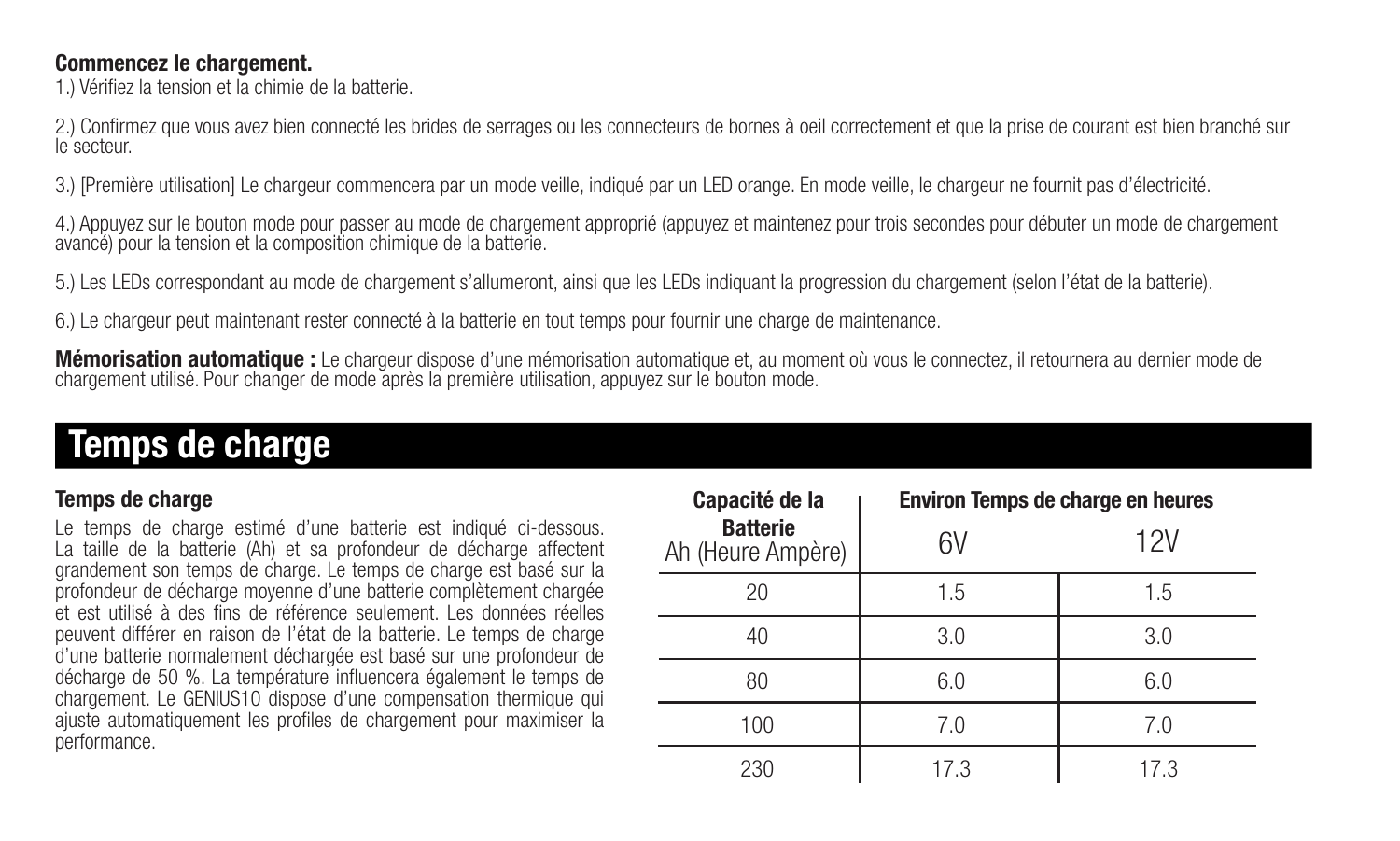**Commencez le chargement.**

1.) Vérifiez la tension et la chimie de la batterie.

2.) Confirmez que vous avez bien connecté les brides de serrages ou les connecteurs de bornes à oeil correctement et que la prise de courant est bien branché sur le secteur.

3.) [Première utilisation] Le chargeur commencera par un mode veille, indiqué par un LED orange. En mode veille, le chargeur ne fournit pas d'électricité.

4.) Appuyez sur le bouton mode pour passer au mode de chargement approprié (appuyez et maintenez pour trois secondes pour débuter un mode de chargement avancé) pour la tension et la composition chimique de la batterie.

5.) Les LEDs correspondant au mode de chargement s'allumeront, ainsi que les LEDs indiquant la progression du chargement (selon l'état de la batterie).

6.) Le chargeur peut maintenant rester connecté à la batterie en tout temps pour fournir une charge de maintenance.

**Mémorisation automatique :** Le chargeur dispose d'une mémorisation automatique et, au moment où vous le connectez, il retournera au dernier mode de chargement utilisé. Pour changer de mode après la première utilisation, appuyez sur le bouton mode.

# Temps de charge

### Temps de charge

Le temps de charge estimé d'une batterie est indiqué ci-dessous. La taille de la batterie (Ah) et sa profondeur de décharge affectent grandement son temps de charge. Le temps de charge est basé sur la profondeur de décharge moyenne d'une batterie complètement chargée et est utilisé à des fins de référence seulement. Les données réelles peuvent différer en raison de l'état de la batterie. Le temps de charge d'une batterie normalement déchargée est basé sur une profondeur de décharge de 50 %. La température influencera également le temps de chargement. Le GENIUS10 dispose d'une compensation thermique qui ajuste automatiquement les profiles de chargement pour maximiser la performance.

| **Capacité de la Batterie** Ah (Heure Ampère) | **Environ Temps de charge en heures** | |
|---|---|---|
| | 6V | 12V |
| 20 | 1.5 | 1.5 |
| 40 | 3.0 | 3.0 |
| 80 | 6.0 | 6.0 |
| 100 | 7.0 | 7.0 |
| 230 | 17.3 | 17.3 |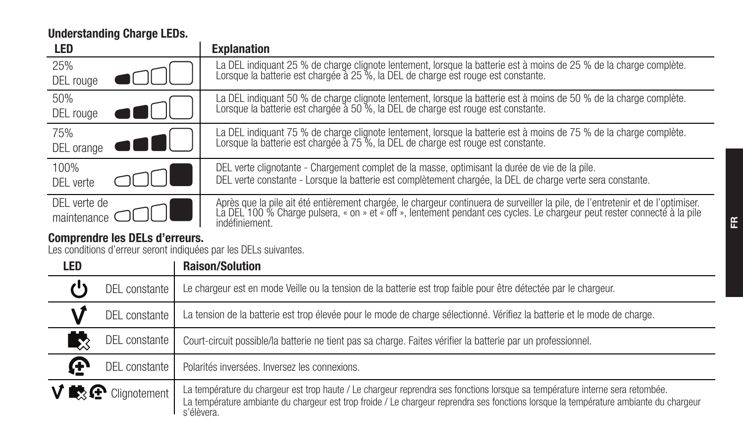### Understanding Charge LEDs.

| LED | Explanation |
| --- | --- |
| 25% DEL rouge | La DEL indiquant 25 % de charge clignote lentement, lorsque la batterie est à moins de 25 % de la charge complète. Lorsque la batterie est chargée à 25 %, la DEL de charge est rouge est constante. |
| 50% DEL rouge | La DEL indiquant 50 % de charge clignote lentement, lorsque la batterie est à moins de 50 % de la charge complète. Lorsque la batterie est chargée à 50 %, la DEL de charge est rouge est constante. |
| 75% DEL orange | La DEL indiquant 75 % de charge clignote lentement, lorsque la batterie est à moins de 75 % de la charge complète. Lorsque la batterie est chargée à 75 %, la DEL de charge est rouge est constante. |
| 100% DEL verte | DEL verte clignotante - Chargement complet de la masse, optimisant la durée de vie de la pile. DEL verte constante - Lorsque la batterie est complètement chargée, la DEL de charge verte sera constante. |
| DEL verte de maintenance | Après que la pile ait été entièrement chargée, le chargeur continuera de surveiller la pile, de l'entretenir et de l'optimiser. La DEL 100 % Charge pulsera, « on » et « off », lentement pendant ces cycles. Le chargeur peut rester connecté à la pile indéfiniement. |

### Comprendre les DELs d'erreurs.

Les conditions d'erreur seront indiquées par les DELs suivantes.

| LED | | Raison/Solution |
| --- | --- | --- |
| ⏻ | DEL constante | Le chargeur est en mode Veille ou la tension de la batterie est trop faible pour être détectée par le chargeur. |
| V | DEL constante | La tension de la batterie est trop élevée pour le mode de charge sélectionné. Vérifiez la batterie et le mode de charge. |
| (batterie ×) | DEL constante | Court-circuit possible/la batterie ne tient pas sa charge. Faites vérifier la batterie par un professionnel. |
| (polarité) | DEL constante | Polarités inversées. Inversez les connexions. |
| V (batterie ×) (polarité) | Clignotement | La température du chargeur est trop haute / Le chargeur reprendra ses fonctions lorsque sa température interne sera retombée. La température ambiante du chargeur est trop froide / Le chargeur reprendra ses fonctions lorsque la température ambiante du chargeur s'élèvera. |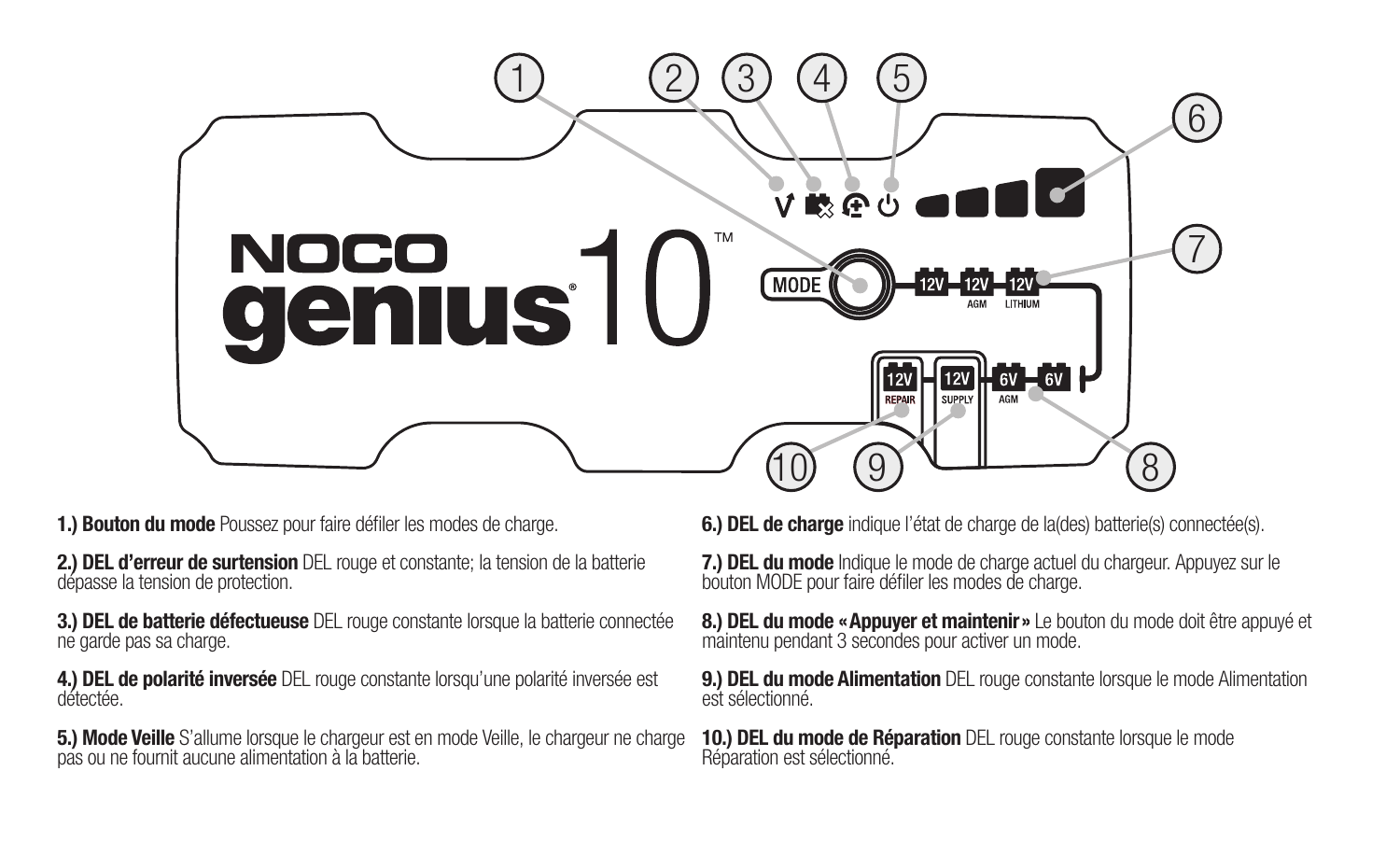**1.) Bouton du mode** Poussez pour faire défiler les modes de charge.

**2.) DEL d'erreur de surtension** DEL rouge et constante; la tension de la batterie dépasse la tension de protection.

**3.) DEL de batterie défectueuse** DEL rouge constante lorsque la batterie connectée ne garde pas sa charge.

**4.) DEL de polarité inversée** DEL rouge constante lorsqu'une polarité inversée est détectée.

**5.) Mode Veille** S'allume lorsque le chargeur est en mode Veille, le chargeur ne charge pas ou ne fournit aucune alimentation à la batterie.

**6.) DEL de charge** indique l'état de charge de la(des) batterie(s) connectée(s).

**7.) DEL du mode** Indique le mode de charge actuel du chargeur. Appuyez sur le bouton MODE pour faire défiler les modes de charge.

**8.) DEL du mode « Appuyer et maintenir »** Le bouton du mode doit être appuyé et maintenu pendant 3 secondes pour activer un mode.

**9.) DEL du mode Alimentation** DEL rouge constante lorsque le mode Alimentation est sélectionné.

**10.) DEL du mode de Réparation** DEL rouge constante lorsque le mode Réparation est sélectionné.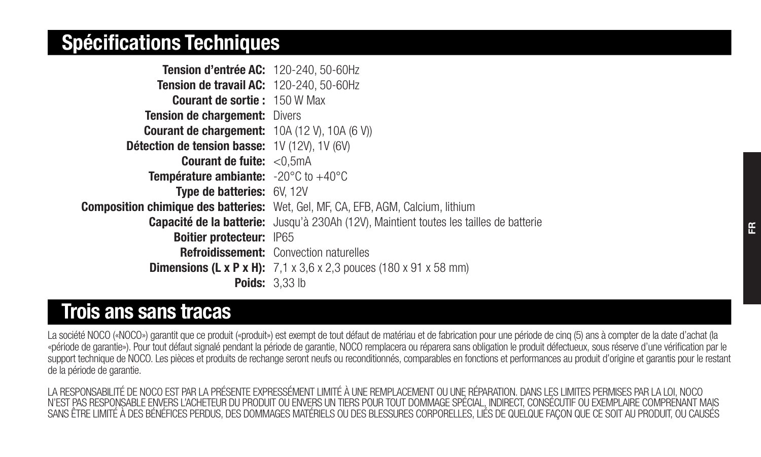## Spécifications Techniques

**Tension d'entrée AC:** 120-240, 50-60Hz
**Tension de travail AC:** 120-240, 50-60Hz
**Courant de sortie :** 150 W Max
**Tension de chargement:** Divers
**Courant de chargement:** 10A (12 V), 10A (6 V))
**Détection de tension basse:** 1V (12V), 1V (6V)
**Courant de fuite:** <0,5mA
**Température ambiante:** -20°C to +40°C
**Type de batteries:** 6V, 12V
**Composition chimique des batteries:** Wet, Gel, MF, CA, EFB, AGM, Calcium, lithium
**Capacité de la batterie:** Jusqu'à 230Ah (12V), Maintient toutes les tailles de batterie
**Boitier protecteur:** IP65
**Refroidissement:** Convection naturelles
**Dimensions (L x P x H):** 7,1 x 3,6 x 2,3 pouces (180 x 91 x 58 mm)
**Poids:** 3,33 lb

## Trois ans sans tracas

La société NOCO («NOCO») garantit que ce produit («produit») est exempt de tout défaut de matériau et de fabrication pour une période de cinq (5) ans à compter de la date d'achat (la «période de garantie»). Pour tout défaut signalé pendant la période de garantie, NOCO remplacera ou réparera sans obligation le produit défectueux, sous réserve d'une vérification par le support technique de NOCO. Les pièces et produits de rechange seront neufs ou reconditionnés, comparables en fonctions et performances au produit d'origine et garantis pour le restant de la période de garantie.

LA RESPONSABILITÉ DE NOCO EST PAR LA PRÉSENTE EXPRESSÉMENT LIMITÉ À UNE REMPLACEMENT OU UNE RÉPARATION. DANS LES LIMITES PERMISES PAR LA LOI, NOCO N'EST PAS RESPONSABLE ENVERS L'ACHETEUR DU PRODUIT OU ENVERS UN TIERS POUR TOUT DOMMAGE SPÉCIAL, INDIRECT, CONSÉCUTIF OU EXEMPLAIRE COMPRENANT MAIS SANS ÊTRE LIMITÉ À DES BÉNÉFICES PERDUS, DES DOMMAGES MATÉRIELS OU DES BLESSURES CORPORELLES, LIÉS DE QUELQUE FAÇON QUE CE SOIT AU PRODUIT, OU CAUSÉS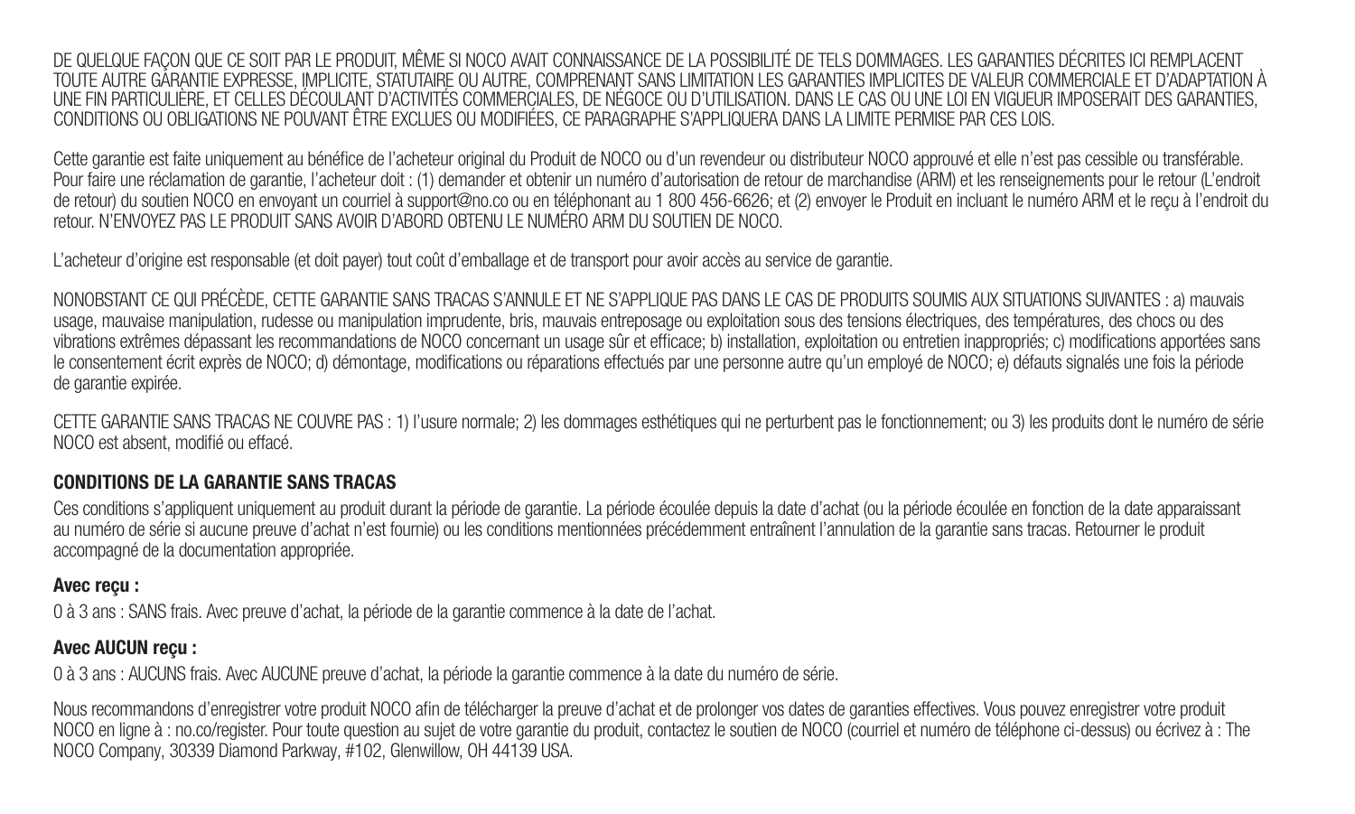DE QUELQUE FAÇON QUE CE SOIT PAR LE PRODUIT, MÊME SI NOCO AVAIT CONNAISSANCE DE LA POSSIBILITÉ DE TELS DOMMAGES. LES GARANTIES DÉCRITES ICI REMPLACENT TOUTE AUTRE GARANTIE EXPRESSE, IMPLICITE, STATUTAIRE OU AUTRE, COMPRENANT SANS LIMITATION LES GARANTIES IMPLICITES DE VALEUR COMMERCIALE ET D'ADAPTATION À UNE FIN PARTICULIÈRE, ET CELLES DÉCOULANT D'ACTIVITÉS COMMERCIALES, DE NÉGOCE OU D'UTILISATION. DANS LE CAS OU UNE LOI EN VIGUEUR IMPOSERAIT DES GARANTIES, CONDITIONS OU OBLIGATIONS NE POUVANT ÊTRE EXCLUES OU MODIFIÉES, CE PARAGRAPHE S'APPLIQUERA DANS LA LIMITE PERMISE PAR CES LOIS.

Cette garantie est faite uniquement au bénéfice de l'acheteur original du Produit de NOCO ou d'un revendeur ou distributeur NOCO approuvé et elle n'est pas cessible ou transférable. Pour faire une réclamation de garantie, l'acheteur doit : (1) demander et obtenir un numéro d'autorisation de retour de marchandise (ARM) et les renseignements pour le retour (L'endroit de retour) du soutien NOCO en envoyant un courriel à support@no.co ou en téléphonant au 1 800 456-6626; et (2) envoyer le Produit en incluant le numéro ARM et le reçu à l'endroit du retour. N'ENVOYEZ PAS LE PRODUIT SANS AVOIR D'ABORD OBTENU LE NUMÉRO ARM DU SOUTIEN DE NOCO.

L'acheteur d'origine est responsable (et doit payer) tout coût d'emballage et de transport pour avoir accès au service de garantie.

NONOBSTANT CE QUI PRÉCÈDE, CETTE GARANTIE SANS TRACAS S'ANNULE ET NE S'APPLIQUE PAS DANS LE CAS DE PRODUITS SOUMIS AUX SITUATIONS SUIVANTES : a) mauvais usage, mauvaise manipulation, rudesse ou manipulation imprudente, bris, mauvais entreposage ou exploitation sous des tensions électriques, des températures, des chocs ou des vibrations extrêmes dépassant les recommandations de NOCO concernant un usage sûr et efficace; b) installation, exploitation ou entretien inappropriés; c) modifications apportées sans le consentement écrit exprès de NOCO; d) démontage, modifications ou réparations effectués par une personne autre qu'un employé de NOCO; e) défauts signalés une fois la période de garantie expirée.

CETTE GARANTIE SANS TRACAS NE COUVRE PAS : 1) l'usure normale; 2) les dommages esthétiques qui ne perturbent pas le fonctionnement; ou 3) les produits dont le numéro de série NOCO est absent, modifié ou effacé.

### CONDITIONS DE LA GARANTIE SANS TRACAS

Ces conditions s'appliquent uniquement au produit durant la période de garantie. La période écoulée depuis la date d'achat (ou la période écoulée en fonction de la date apparaissant au numéro de série si aucune preuve d'achat n'est fournie) ou les conditions mentionnées précédemment entraînent l'annulation de la garantie sans tracas. Retourner le produit accompagné de la documentation appropriée.

**Avec reçu :**

0 à 3 ans : SANS frais. Avec preuve d'achat, la période de la garantie commence à la date de l'achat.

**Avec AUCUN reçu :**

0 à 3 ans : AUCUNS frais. Avec AUCUNE preuve d'achat, la période de la garantie commence à la date du numéro de série.

Nous recommandons d'enregistrer votre produit NOCO afin de télécharger la preuve d'achat et de prolonger vos dates de garanties effectives. Vous pouvez enregistrer votre produit NOCO en ligne à : no.co/register. Pour toute question au sujet de votre garantie du produit, contactez le soutien de NOCO (courriel et numéro de téléphone ci-dessus) ou écrivez à : The NOCO Company, 30339 Diamond Parkway, #102, Glenwillow, OH 44139 USA.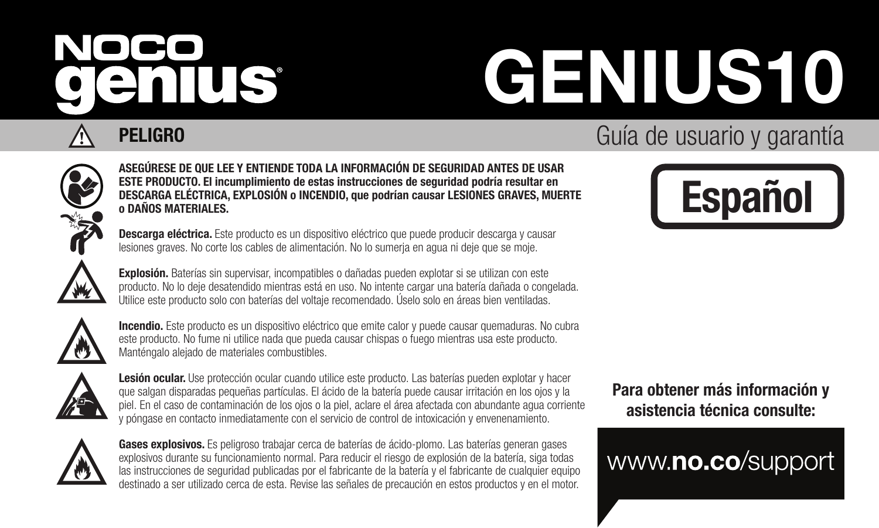# NOCO genius®

# GENIUS10

## PELIGRO

Guía de usuario y garantía

**Español**

**ASEGÚRESE DE QUE LEE Y ENTIENDE TODA LA INFORMACIÓN DE SEGURIDAD ANTES DE USAR ESTE PRODUCTO. El incumplimiento de estas instrucciones de seguridad podría resultar en DESCARGA ELÉCTRICA, EXPLOSIÓN o INCENDIO, que podrían causar LESIONES GRAVES, MUERTE o DAÑOS MATERIALES.**

**Descarga eléctrica.** Este producto es un dispositivo eléctrico que puede producir descarga y causar lesiones graves. No corte los cables de alimentación. No lo sumerja en agua ni deje que se moje.

**Explosión.** Baterías sin supervisar, incompatibles o dañadas pueden explotar si se utilizan con este producto. No lo deje desatendido mientras está en uso. No intente cargar una batería dañada o congelada. Utilice este producto solo con baterías del voltaje recomendado. Úselo solo en áreas bien ventiladas.

**Incendio.** Este producto es un dispositivo eléctrico que emite calor y puede causar quemaduras. No cubra este producto. No fume ni utilice nada que pueda causar chispas o fuego mientras usa este producto. Manténgalo alejado de materiales combustibles.

**Lesión ocular.** Use protección ocular cuando utilice este producto. Las baterías pueden explotar y hacer que salgan disparadas pequeñas partículas. El ácido de la batería puede causar irritación en los ojos y la piel. En el caso de contaminación de los ojos o la piel, aclare el área afectada con abundante agua corriente y póngase en contacto inmediatamente con el servicio de control de intoxicación y envenenamiento.

**Gases explosivos.** Es peligroso trabajar cerca de baterías de ácido-plomo. Las baterías generan gases explosivos durante su funcionamiento normal. Para reducir el riesgo de explosión de la batería, siga todas las instrucciones de seguridad publicadas por el fabricante de la batería y el fabricante de cualquier equipo destinado a ser utilizado cerca de esta. Revise las señales de precaución en estos productos y en el motor.

**Para obtener más información y asistencia técnica consulte:**

www.**no.co**/support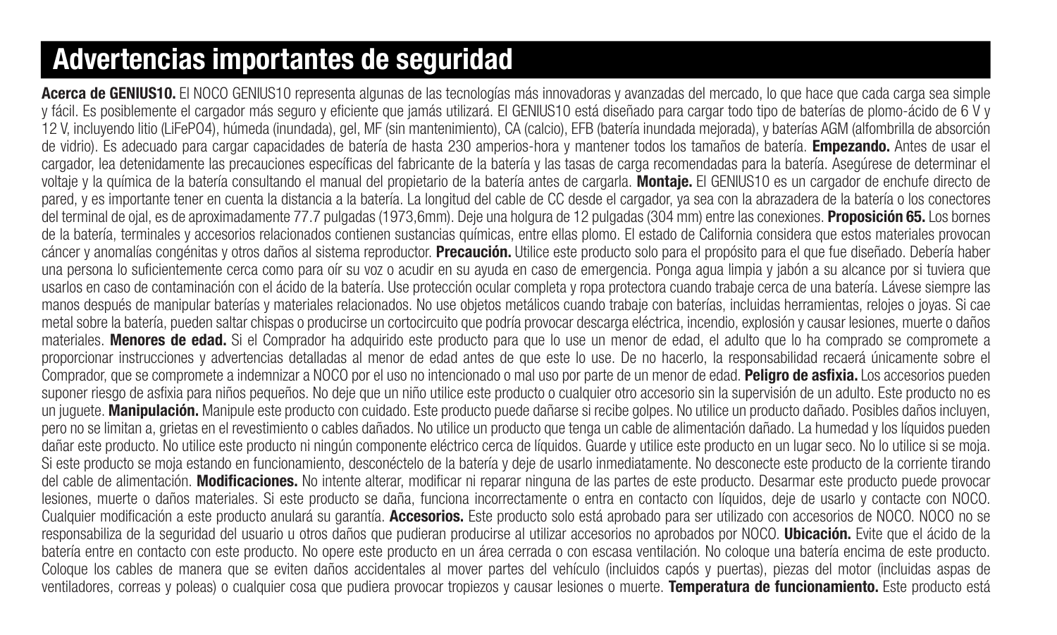# Advertencias importantes de seguridad

**Acerca de GENIUS10.** El NOCO GENIUS10 representa algunas de las tecnologías más innovadoras y avanzadas del mercado, lo que hace que cada carga sea simple y fácil. Es posiblemente el cargador más seguro y eficiente que jamás utilizará. El GENIUS10 está diseñado para cargar todo tipo de baterías de plomo-ácido de 6 V y 12 V, incluyendo litio (LiFePO4), húmeda (inundada), gel, MF (sin mantenimiento), CA (calcio), EFB (batería inundada mejorada), y baterías AGM (alfombrilla de absorción de vidrio). Es adecuado para cargar capacidades de batería de hasta 230 amperios-hora y mantener todos los tamaños de batería. **Empezando.** Antes de usar el cargador, lea detenidamente las precauciones específicas del fabricante de la batería y las tasas de carga recomendadas para la batería. Asegúrese de determinar el voltaje y la química de la batería consultando el manual del propietario de la batería antes de cargarla. **Montaje.** El GENIUS10 es un cargador de enchufe directo de pared, y es importante tener en cuenta la distancia a la batería. La longitud del cable de CC desde el cargador, ya sea con la abrazadera de la batería o los conectores del terminal de ojal, es de aproximadamente 77.7 pulgadas (1973,6mm). Deje una holgura de 12 pulgadas (304 mm) entre las conexiones. **Proposición 65.** Los bornes de la batería, terminales y accesorios relacionados contienen sustancias químicas, entre ellas plomo. El estado de California considera que estos materiales provocan cáncer y anomalías congénitas y otros daños al sistema reproductor. **Precaución.** Utilice este producto solo para el propósito para el que fue diseñado. Debería haber una persona lo suficientemente cerca como para oír su voz o acudir en su ayuda en caso de emergencia. Ponga agua limpia y jabón a su alcance por si tuviera que usarlos en caso de contaminación con el ácido de la batería. Use protección ocular completa y ropa protectora cuando trabaje cerca de una batería. Lávese siempre las manos después de manipular baterías y materiales relacionados. No use objetos metálicos cuando trabaje con baterías, incluidas herramientas, relojes o joyas. Si cae metal sobre la batería, pueden saltar chispas o producirse un cortocircuito que podría provocar descarga eléctrica, incendio, explosión y causar lesiones, muerte o daños materiales. **Menores de edad.** Si el Comprador ha adquirido este producto para que lo use un menor de edad, el adulto que lo ha comprado se compromete a proporcionar instrucciones y advertencias detalladas al menor de edad antes de que este lo use. De no hacerlo, la responsabilidad recaerá únicamente sobre el Comprador, que se compromete a indemnizar a NOCO por el uso no intencionado o mal uso por parte de un menor de edad. **Peligro de asfixia.** Los accesorios pueden suponer riesgo de asfixia para niños pequeños. No deje que un niño utilice este producto o cualquier otro accesorio sin la supervisión de un adulto. Este producto no es un juguete. **Manipulación.** Manipule este producto con cuidado. Este producto puede dañarse si recibe golpes. No utilice un producto dañado. Posibles daños incluyen, pero no se limitan a, grietas en el revestimiento o cables dañados. No utilice un producto que tenga un cable de alimentación dañado. La humedad y los líquidos pueden dañar este producto. No utilice este producto ni ningún componente eléctrico cerca de líquidos. Guarde y utilice este producto en un lugar seco. No lo utilice si se moja. Si este producto se moja estando en funcionamiento, desconéctelo de la batería y deje de usarlo inmediatamente. No desconecte este producto de la corriente tirando del cable de alimentación. **Modificaciones.** No intente alterar, modificar ni reparar ninguna de las partes de este producto. Desarmar este producto puede provocar lesiones, muerte o daños materiales. Si este producto se daña, funciona incorrectamente o entra en contacto con líquidos, deje de usarlo y contacte con NOCO. Cualquier modificación a este producto anulará su garantía. **Accesorios.** Este producto solo está aprobado para ser utilizado con accesorios de NOCO. NOCO no se responsabiliza de la seguridad del usuario u otros daños que pudieran producirse al utilizar accesorios no aprobados por NOCO. **Ubicación.** Evite que el ácido de la batería entre en contacto con este producto. No opere este producto en un área cerrada o con escasa ventilación. No coloque una batería encima de este producto. Coloque los cables de manera que se eviten daños accidentales al mover partes del vehículo (incluidos capós y puertas), piezas del motor (incluidas aspas de ventiladores, correas y poleas) o cualquier cosa que pudiera provocar tropiezos y causar lesiones o muerte. **Temperatura de funcionamiento.** Este producto está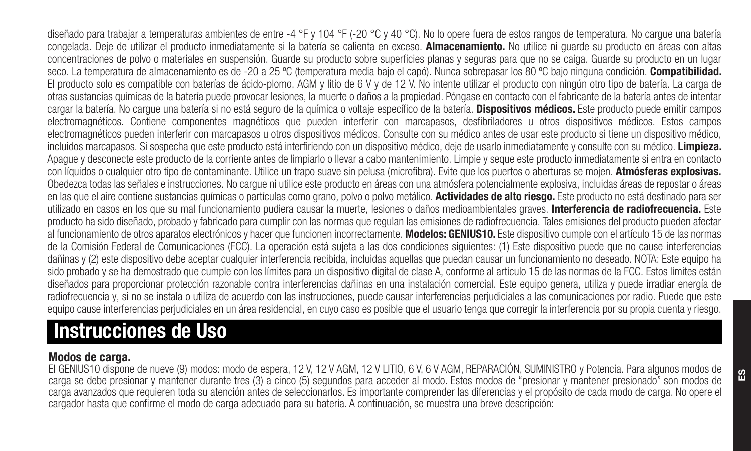diseñado para trabajar a temperaturas ambientes de entre -4 °F y 104 °F (-20 °C y 40 °C). No lo opere fuera de estos rangos de temperatura. No cargue una batería congelada. Deje de utilizar el producto inmediatamente si la batería se calienta en exceso. **Almacenamiento.** No utilice ni guarde su producto en áreas con altas concentraciones de polvo o materiales en suspensión. Guarde su producto sobre superficies planas y seguras para que no se caiga. Guarde su producto en un lugar seco. La temperatura de almacenamiento es de -20 a 25 ºC (temperatura media bajo el capó). Nunca sobrepasar los 80 ºC bajo ninguna condición. **Compatibilidad.** El producto solo es compatible con baterías de ácido-plomo, AGM y litio de 6 V y de 12 V. No intente utilizar el producto con ningún otro tipo de batería. La carga de otras sustancias químicas de la batería puede provocar lesiones, la muerte o daños a la propiedad. Póngase en contacto con el fabricante de la batería antes de intentar cargar la batería. No cargue una batería si no está seguro de la química o voltaje específico de la batería. **Dispositivos médicos.** Este producto puede emitir campos electromagnéticos. Contiene componentes magnéticos que pueden interferir con marcapasos, desfibriladores u otros dispositivos médicos. Estos campos electromagnéticos pueden interferir con marcapasos u otros dispositivos médicos. Consulte con su médico antes de usar este producto si tiene un dispositivo médico, incluidos marcapasos. Si sospecha que este producto está interfiriendo con un dispositivo médico, deje de usarlo inmediatamente y consulte con su médico. **Limpieza.** Apague y desconecte este producto de la corriente antes de limpiarlo o llevar a cabo mantenimiento. Limpie y seque este producto inmediatamente si entra en contacto con líquidos o cualquier otro tipo de contaminante. Utilice un trapo suave sin pelusa (microfibra). Evite que los puertos o aberturas se mojen. **Atmósferas explosivas.** Obedezca todas las señales e instrucciones. No cargue ni utilice este producto en áreas con una atmósfera potencialmente explosiva, incluidas áreas de repostar o áreas en las que el aire contiene sustancias químicas o partículas como grano, polvo o polvo metálico. **Actividades de alto riesgo.** Este producto no está destinado para ser utilizado en casos en los que su mal funcionamiento pudiera causar la muerte, lesiones o daños medioambientales graves. **Interferencia de radiofrecuencia.** Este producto ha sido diseñado, probado y fabricado para cumplir con las normas que regulan las emisiones de radiofrecuencia. Tales emisiones del producto pueden afectar al funcionamiento de otros aparatos electrónicos y hacer que funcionen incorrectamente. **Modelos: GENIUS10.** Este dispositivo cumple con el artículo 15 de las normas de la Comisión Federal de Comunicaciones (FCC). La operación está sujeta a las dos condiciones siguientes: (1) Este dispositivo puede que no cause interferencias dañinas y (2) este dispositivo debe aceptar cualquier interferencia recibida, incluidas aquellas que puedan causar un funcionamiento no deseado. NOTA: Este equipo ha sido probado y se ha demostrado que cumple con los límites para un dispositivo digital de clase A, conforme al artículo 15 de las normas de la FCC. Estos límites están diseñados para proporcionar protección razonable contra interferencias dañinas en una instalación comercial. Este equipo genera, utiliza y puede irradiar energía de radiofrecuencia y, si no se instala o utiliza de acuerdo con las instrucciones, puede causar interferencias perjudiciales a las comunicaciones por radio. Puede que este equipo cause interferencias perjudiciales en un área residencial, en cuyo caso es posible que el usuario tenga que corregir la interferencia por su propia cuenta y riesgo.

# Instrucciones de Uso

### Modos de carga.

El GENIUS10 dispone de nueve (9) modos: modo de espera, 12 V, 12 V AGM, 12 V LITIO, 6 V, 6 V AGM, REPARACIÓN, SUMINISTRO y Potencia. Para algunos modos de carga se debe presionar y mantener durante tres (3) a cinco (5) segundos para acceder al modo. Estos modos de "presionar y mantener presionado" son modos de carga avanzados que requieren toda su atención antes de seleccionarlos. Es importante comprender las diferencias y el propósito de cada modo de carga. No opere el cargador hasta que confirme el modo de carga adecuado para su batería. A continuación, se muestra una breve descripción: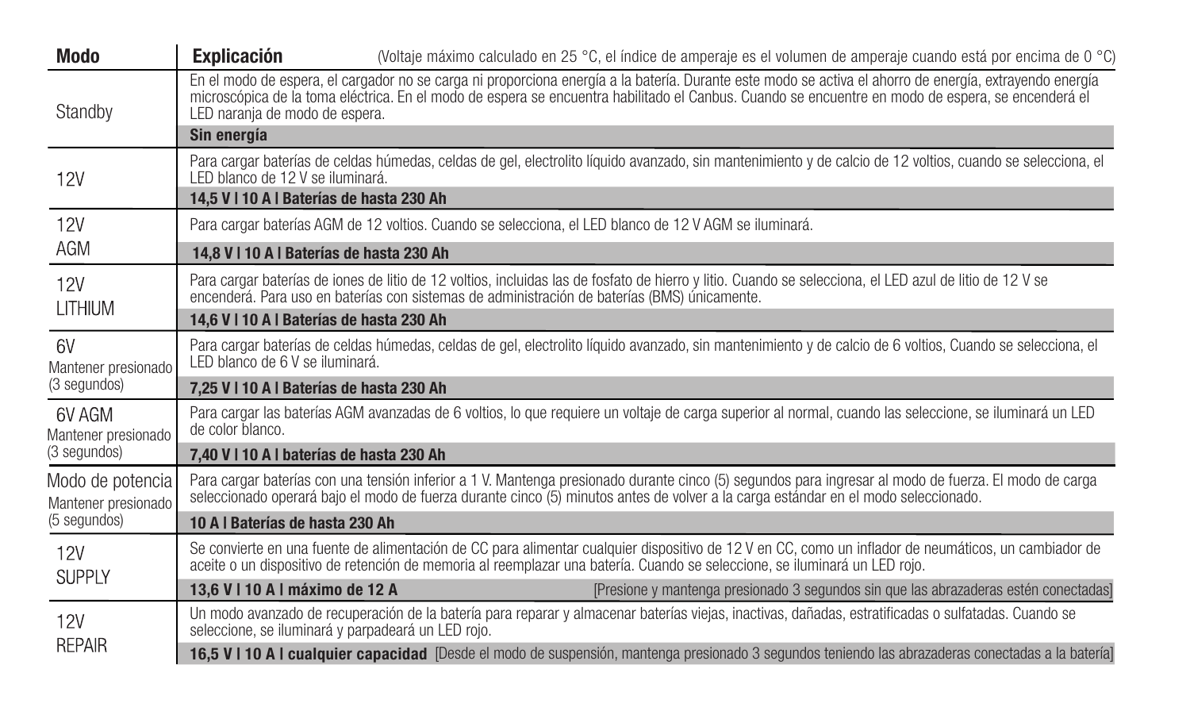| Modo | Explicación (Voltaje máximo calculado en 25 °C, el índice de amperaje es el volumen de amperaje cuando está por encima de 0 °C) |
|---|---|
| Standby | En el modo de espera, el cargador no se carga ni proporciona energía a la batería. Durante este modo se activa el ahorro de energía, extrayendo energía microscópica de la toma eléctrica. En el modo de espera se encuentra habilitado el Canbus. Cuando se encuentre en modo de espera, se encenderá el LED naranja de modo de espera.<br>**Sin energía** |
| 12V | Para cargar baterías de celdas húmedas, celdas de gel, electrolito líquido avanzado, sin mantenimiento y de calcio de 12 voltios, cuando se selecciona, el LED blanco de 12 V se iluminará.<br>**14,5 V \| 10 A \| Baterías de hasta 230 Ah** |
| 12V AGM | Para cargar baterías AGM de 12 voltios. Cuando se selecciona, el LED blanco de 12 V AGM se iluminará.<br>**14,8 V \| 10 A \| Baterías de hasta 230 Ah** |
| 12V LITHIUM | Para cargar baterías de iones de litio de 12 voltios, incluidas las de fosfato de hierro y litio. Cuando se selecciona, el LED azul de litio de 12 V se encenderá. Para uso en baterías con sistemas de administración de baterías (BMS) únicamente.<br>**14,6 V \| 10 A \| Baterías de hasta 230 Ah** |
| 6V<br>Mantener presionado (3 segundos) | Para cargar baterías de celdas húmedas, celdas de gel, electrolito líquido avanzado, sin mantenimiento y de calcio de 6 voltios, Cuando se selecciona, el LED blanco de 6 V se iluminará.<br>**7,25 V \| 10 A \| Baterías de hasta 230 Ah** |
| 6V AGM<br>Mantener presionado (3 segundos) | Para cargar las baterías AGM avanzadas de 6 voltios, lo que requiere un voltaje de carga superior al normal, cuando las seleccione, se iluminará un LED de color blanco.<br>**7,40 V \| 10 A \| baterías de hasta 230 Ah** |
| Modo de potencia<br>Mantener presionado (5 segundos) | Para cargar baterías con una tensión inferior a 1 V. Mantenga presionado durante cinco (5) segundos para ingresar al modo de fuerza. El modo de carga seleccionado operará bajo el modo de fuerza durante cinco (5) minutos antes de volver a la carga estándar en el modo seleccionado.<br>**10 A \| Baterías de hasta 230 Ah** |
| 12V SUPPLY | Se convierte en una fuente de alimentación de CC para alimentar cualquier dispositivo de 12 V en CC, como un inflador de neumáticos, un cambiador de aceite o un dispositivo de retención de memoria al reemplazar una batería. Cuando se seleccione, se iluminará un LED rojo.<br>**13,6 V \| 10 A \| máximo de 12 A** [Presione y mantenga presionado 3 segundos sin que las abrazaderas estén conectadas] |
| 12V REPAIR | Un modo avanzado de recuperación de la batería para reparar y almacenar baterías viejas, inactivas, dañadas, estratificadas o sulfatadas. Cuando se seleccione, se iluminará y parpadeará un LED rojo.<br>**16,5 V \| 10 A \| cualquier capacidad** [Desde el modo de suspensión, mantenga presionado 3 segundos teniendo las abrazaderas conectadas a la batería] |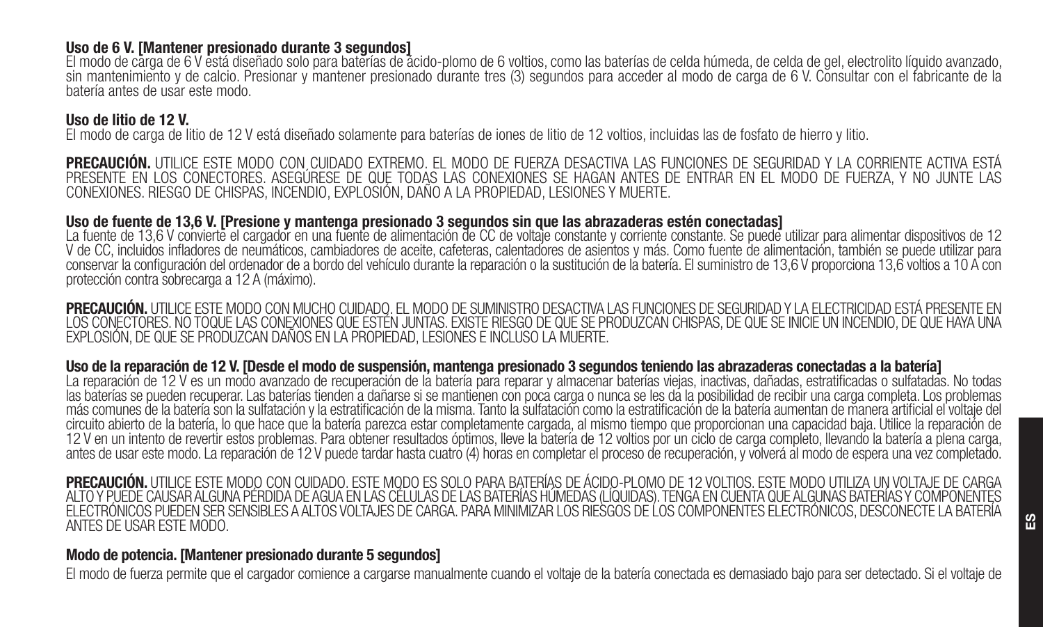**Uso de 6 V. [Mantener presionado durante 3 segundos]**
El modo de carga de 6 V está diseñado solo para baterías de ácido-plomo de 6 voltios, como las baterías de celda húmeda, de celda de gel, electrolito líquido avanzado, sin mantenimiento y de calcio. Presionar y mantener presionado durante tres (3) segundos para acceder al modo de carga de 6 V. Consultar con el fabricante de la batería antes de usar este modo.

**Uso de litio de 12 V.**
El modo de carga de litio de 12 V está diseñado solamente para baterías de iones de litio de 12 voltios, incluidas las de fosfato de hierro y litio.

**PRECAUCIÓN.** UTILICE ESTE MODO CON CUIDADO EXTREMO. EL MODO DE FUERZA DESACTIVA LAS FUNCIONES DE SEGURIDAD Y LA CORRIENTE ACTIVA ESTÁ PRESENTE EN LOS CONECTORES. ASEGÚRESE DE QUE TODAS LAS CONEXIONES SE HAGAN ANTES DE ENTRAR EN EL MODO DE FUERZA, Y NO JUNTE LAS CONEXIONES. RIESGO DE CHISPAS, INCENDIO, EXPLOSIÓN, DAÑO A LA PROPIEDAD, LESIONES Y MUERTE.

**Uso de fuente de 13,6 V. [Presione y mantenga presionado 3 segundos sin que las abrazaderas estén conectadas]**
La fuente de 13,6 V convierte el cargador en una fuente de alimentación de CC de voltaje constante y corriente constante. Se puede utilizar para alimentar dispositivos de 12 V de CC, incluidos infladores de neumáticos, cambiadores de aceite, cafeteras, calentadores de asientos y más. Como fuente de alimentación, también se puede utilizar para conservar la configuración del ordenador de a bordo del vehículo durante la reparación o la sustitución de la batería. El suministro de 13,6 V proporciona 13,6 voltios a 10 A con protección contra sobrecarga a 12 A (máximo).

**PRECAUCIÓN.** UTILICE ESTE MODO CON MUCHO CUIDADO. EL MODO DE SUMINISTRO DESACTIVA LAS FUNCIONES DE SEGURIDAD Y LA ELECTRICIDAD ESTÁ PRESENTE EN LOS CONECTORES. NO TOQUE LAS CONEXIONES QUE ESTÉN JUNTAS. EXISTE RIESGO DE QUE SE PRODUZCAN CHISPAS, DE QUE SE INICIE UN INCENDIO, DE QUE HAYA UNA EXPLOSIÓN, DE QUE SE PRODUZCAN DAÑOS EN LA PROPIEDAD, LESIONES E INCLUSO LA MUERTE.

**Uso de la reparación de 12 V. [Desde el modo de suspensión, mantenga presionado 3 segundos teniendo las abrazaderas conectadas a la batería]**
La reparación de 12 V es un modo avanzado de recuperación de la batería para reparar y almacenar baterías viejas, inactivas, dañadas, estratificadas o sulfatadas. No todas las baterías se pueden recuperar. Las baterías tienden a dañarse si se mantienen con poca carga o nunca se les da la posibilidad de recibir una carga completa. Los problemas más comunes de la batería son la sulfatación y la estratificación de la misma. Tanto la sulfatación como la estratificación de la batería aumentan de manera artificial el voltaje del circuito abierto de la batería, lo que hace que la batería parezca estar completamente cargada, al mismo tiempo que proporcionan una capacidad baja. Utilice la reparación de 12 V en un intento de revertir estos problemas. Para obtener resultados óptimos, lleve la batería de 12 voltios por un ciclo de carga completo, llevando la batería a plena carga, antes de usar este modo. La reparación de 12 V puede tardar hasta cuatro (4) horas en completar el proceso de recuperación, y volverá al modo de espera una vez completado.

**PRECAUCIÓN.** UTILICE ESTE MODO CON CUIDADO. ESTE MODO ES SOLO PARA BATERÍAS DE ÁCIDO-PLOMO DE 12 VOLTIOS. ESTE MODO UTILIZA UN VOLTAJE DE CARGA ALTO Y PUEDE CAUSAR ALGUNA PÉRDIDA DE AGUA EN LAS CÉLULAS DE LAS BATERÍAS HÚMEDAS (LÍQUIDAS). TENGA EN CUENTA QUE ALGUNAS BATERÍAS Y COMPONENTES ELECTRÓNICOS PUEDEN SER SENSIBLES A ALTOS VOLTAJES DE CARGA. PARA MINIMIZAR LOS RIESGOS DE LOS COMPONENTES ELECTRÓNICOS, DESCONECTE LA BATERÍA ANTES DE USAR ESTE MODO.

**Modo de potencia. [Mantener presionado durante 5 segundos]**
El modo de fuerza permite que el cargador comience a cargarse manualmente cuando el voltaje de la batería conectada es demasiado bajo para ser detectado. Si el voltaje de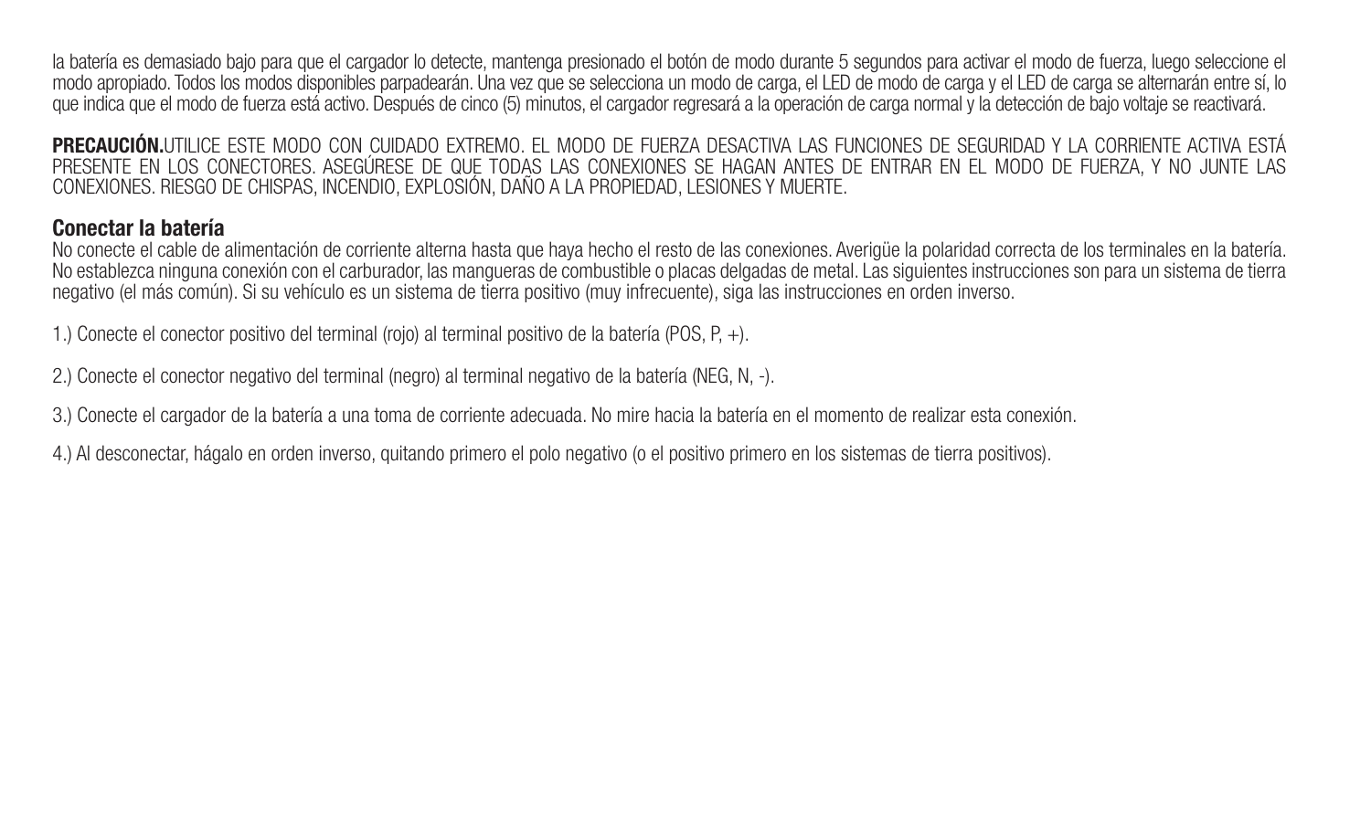la batería es demasiado bajo para que el cargador lo detecte, mantenga presionado el botón de modo durante 5 segundos para activar el modo de fuerza, luego seleccione el modo apropiado. Todos los modos disponibles parpadearán. Una vez que se selecciona un modo de carga, el LED de modo de carga y el LED de carga se alternarán entre sí, lo que indica que el modo de fuerza está activo. Después de cinco (5) minutos, el cargador regresará a la operación de carga normal y la detección de bajo voltaje se reactivará.

**PRECAUCIÓN.**UTILICE ESTE MODO CON CUIDADO EXTREMO. EL MODO DE FUERZA DESACTIVA LAS FUNCIONES DE SEGURIDAD Y LA CORRIENTE ACTIVA ESTÁ PRESENTE EN LOS CONECTORES. ASEGÚRESE DE QUE TODAS LAS CONEXIONES SE HAGAN ANTES DE ENTRAR EN EL MODO DE FUERZA, Y NO JUNTE LAS CONEXIONES. RIESGO DE CHISPAS, INCENDIO, EXPLOSIÓN, DAÑO A LA PROPIEDAD, LESIONES Y MUERTE.

## Conectar la batería

No conecte el cable de alimentación de corriente alterna hasta que haya hecho el resto de las conexiones. Averigüe la polaridad correcta de los terminales en la batería. No establezca ninguna conexión con el carburador, las mangueras de combustible o placas delgadas de metal. Las siguientes instrucciones son para un sistema de tierra negativo (el más común). Si su vehículo es un sistema de tierra positivo (muy infrecuente), siga las instrucciones en orden inverso.

1.) Conecte el conector positivo del terminal (rojo) al terminal positivo de la batería (POS, P, +).

2.) Conecte el conector negativo del terminal (negro) al terminal negativo de la batería (NEG, N, -).

3.) Conecte el cargador de la batería a una toma de corriente adecuada. No mire hacia la batería en el momento de realizar esta conexión.

4.) Al desconectar, hágalo en orden inverso, quitando primero el polo negativo (o el positivo primero en los sistemas de tierra positivos).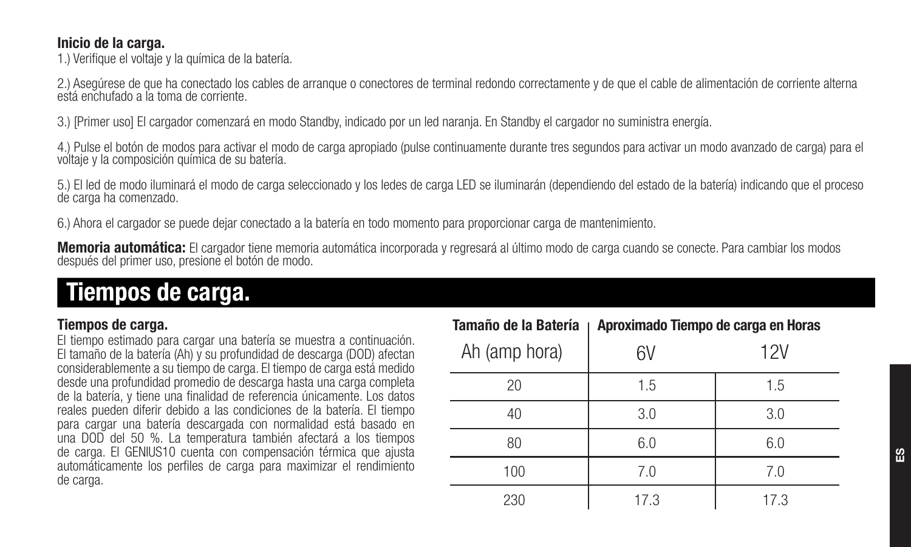**Inicio de la carga.**

1.) Verifique el voltaje y la química de la batería.

2.) Asegúrese de que ha conectado los cables de arranque o conectores de terminal redondo correctamente y de que el cable de alimentación de corriente alterna está enchufado a la toma de corriente.

3.) [Primer uso] El cargador comenzará en modo Standby, indicado por un led naranja. En Standby el cargador no suministra energía.

4.) Pulse el botón de modos para activar el modo de carga apropiado (pulse continuamente durante tres segundos para activar un modo avanzado de carga) para el voltaje y la composición química de su batería.

5.) El led de modo iluminará el modo de carga seleccionado y los ledes de carga LED se iluminarán (dependiendo del estado de la batería) indicando que el proceso de carga ha comenzado.

6.) Ahora el cargador se puede dejar conectado a la batería en todo momento para proporcionar carga de mantenimiento.

**Memoria automática:** El cargador tiene memoria automática incorporada y regresará al último modo de carga cuando se conecte. Para cambiar los modos después del primer uso, presione el botón de modo.

# Tiempos de carga.

**Tiempos de carga.**

El tiempo estimado para cargar una batería se muestra a continuación. El tamaño de la batería (Ah) y su profundidad de descarga (DOD) afectan considerablemente a su tiempo de carga. El tiempo de carga está medido desde una profundidad promedio de descarga hasta una carga completa de la batería, y tiene una finalidad de referencia únicamente. Los datos reales pueden diferir debido a las condiciones de la batería. El tiempo para cargar una batería descargada con normalidad está basado en una DOD del 50 %. La temperatura también afectará a los tiempos de carga. El GENIUS10 cuenta con compensación térmica que ajusta automáticamente los perfiles de carga para maximizar el rendimiento de carga.

| Tamaño de la Batería | Aproximado Tiempo de carga en Horas | |
|---|---|---|
| Ah (amp hora) | 6V | 12V |
| 20 | 1.5 | 1.5 |
| 40 | 3.0 | 3.0 |
| 80 | 6.0 | 6.0 |
| 100 | 7.0 | 7.0 |
| 230 | 17.3 | 17.3 |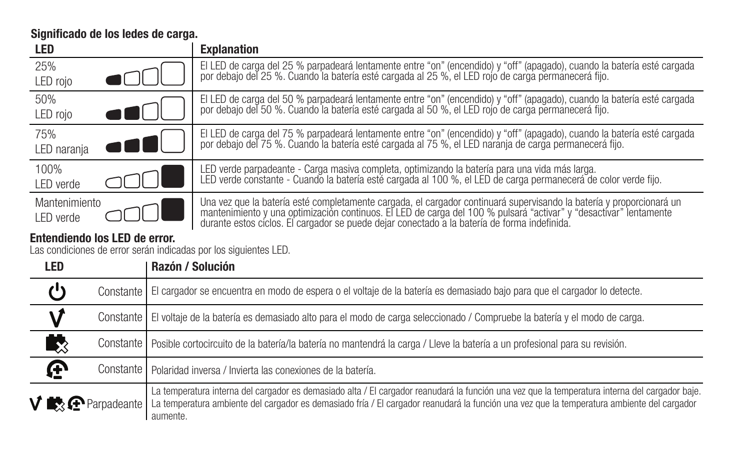**Significado de los ledes de carga.**

| LED | Explanation |
| --- | --- |
| 25% LED rojo | El LED de carga del 25 % parpadeará lentamente entre "on" (encendido) y "off" (apagado), cuando la batería esté cargada por debajo del 25 %. Cuando la batería esté cargada al 25 %, el LED rojo de carga permanecerá fijo. |
| 50% LED rojo | El LED de carga del 50 % parpadeará lentamente entre "on" (encendido) y "off" (apagado), cuando la batería esté cargada por debajo del 50 %. Cuando la batería esté cargada al 50 %, el LED rojo de carga permanecerá fijo. |
| 75% LED naranja | El LED de carga del 75 % parpadeará lentamente entre "on" (encendido) y "off" (apagado), cuando la batería esté cargada por debajo del 75 %. Cuando la batería esté cargada al 75 %, el LED naranja de carga permanecerá fijo. |
| 100% LED verde | LED verde parpadeante - Carga masiva completa, optimizando la batería para una vida más larga. LED verde constante - Cuando la batería esté cargada al 100 %, el LED de carga permanecerá de color verde fijo. |
| Mantenimiento LED verde | Una vez que la batería esté completamente cargada, el cargador continuará supervisando la batería y proporcionará un mantenimiento y una optimización continuos. El LED de carga del 100 % pulsará "activar" y "desactivar" lentamente durante estos ciclos. El cargador se puede dejar conectado a la batería de forma indefinida. |

**Entendiendo los LED de error.**

Las condiciones de error serán indicadas por los siguientes LED.

| LED | | Razón / Solución |
| --- | --- | --- |
| ⏻ | Constante | El cargador se encuentra en modo de espera o el voltaje de la batería es demasiado bajo para que el cargador lo detecte. |
| V | Constante | El voltaje de la batería es demasiado alto para el modo de carga seleccionado / Compruebe la batería y el modo de carga. |
| Batería | Constante | Posible cortocircuito de la batería/la batería no mantendrá la carga / Lleve la batería a un profesional para su revisión. |
| Polaridad | Constante | Polaridad inversa / Invierta las conexiones de la batería. |
| V, Batería, Polaridad | Parpadeante | La temperatura interna del cargador es demasiado alta / El cargador reanudará la función una vez que la temperatura interna del cargador baje. La temperatura ambiente del cargador es demasiado fría / El cargador reanudará la función una vez que la temperatura ambiente del cargador aumente. |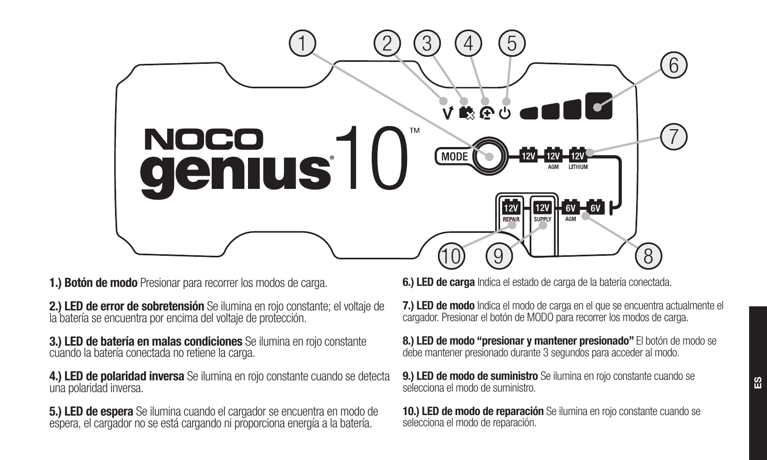**1.) Botón de modo** Presionar para recorrer los modos de carga.

**2.) LED de error de sobretensión** Se ilumina en rojo constante; el voltaje de la batería se encuentra por encima del voltaje de protección.

**3.) LED de batería en malas condiciones** Se ilumina en rojo constante cuando la batería conectada no retiene la carga.

**4.) LED de polaridad inversa** Se ilumina en rojo constante cuando se detecta una polaridad inversa.

**5.) LED de espera** Se ilumina cuando el cargador se encuentra en modo de espera, el cargador no se está cargando ni proporciona energía a la batería.

**6.) LED de carga** Indica el estado de carga de la batería conectada.

**7.) LED de modo** Indica el modo de carga en el que se encuentra actualmente el cargador. Presionar el botón de MODO para recorrer los modos de carga.

**8.) LED de modo "presionar y mantener presionado"** El botón de modo se debe mantener presionado durante 3 segundos para acceder al modo.

**9.) LED de modo de suministro** Se ilumina en rojo constante cuando se selecciona el modo de suministro.

**10.) LED de modo de reparación** Se ilumina en rojo constante cuando se selecciona el modo de reparación.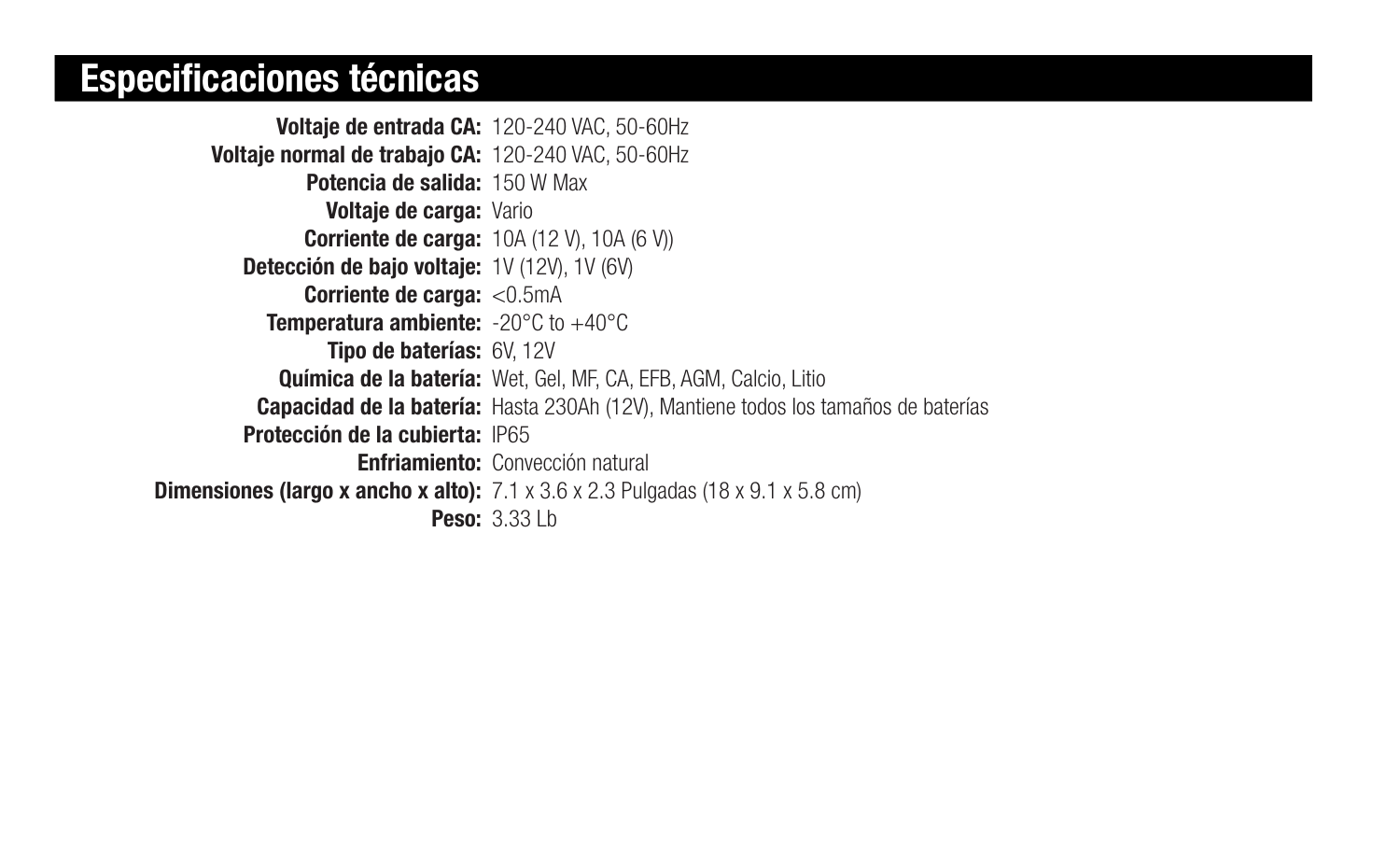# Especificaciones técnicas

**Voltaje de entrada CA:** 120-240 VAC, 50-60Hz
**Voltaje normal de trabajo CA:** 120-240 VAC, 50-60Hz
**Potencia de salida:** 150 W Max
**Voltaje de carga:** Vario
**Corriente de carga:** 10A (12 V), 10A (6 V))
**Detección de bajo voltaje:** 1V (12V), 1V (6V)
**Corriente de carga:** <0.5mA
**Temperatura ambiente:** -20°C to +40°C
**Tipo de baterías:** 6V, 12V
**Química de la batería:** Wet, Gel, MF, CA, EFB, AGM, Calcio, Litio
**Capacidad de la batería:** Hasta 230Ah (12V), Mantiene todos los tamaños de baterías
**Protección de la cubierta:** IP65
**Enfriamiento:** Convección natural
**Dimensiones (largo x ancho x alto):** 7.1 x 3.6 x 2.3 Pulgadas (18 x 9.1 x 5.8 cm)
**Peso:** 3.33 Lb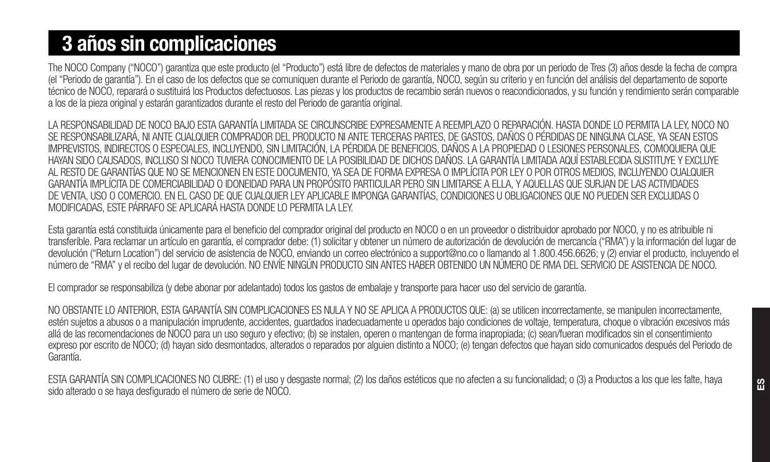# 3 años sin complicaciones

The NOCO Company ("NOCO") garantiza que este producto (el "Producto") está libre de defectos de materiales y mano de obra por un periodo de Tres (3) años desde la fecha de compra (el "Periodo de garantía"). En el caso de los defectos que se comuniquen durante el Periodo de garantía, NOCO, según su criterio y en función del análisis del departamento de soporte técnico de NOCO, reparará o sustituirá los Productos defectuosos. Las piezas y los productos de recambio serán nuevos o reacondicionados, y su función y rendimiento serán comparable a los de la pieza original y estarán garantizados durante el resto del Periodo de garantía original.

LA RESPONSABILIDAD DE NOCO BAJO ESTA GARANTÍA LIMITADA SE CIRCUNSCRIBE EXPRESAMENTE A REEMPLAZO O REPARACIÓN. HASTA DONDE LO PERMITA LA LEY, NOCO NO SE RESPONSABILIZARÁ, NI ANTE CUALQUIER COMPRADOR DEL PRODUCTO NI ANTE TERCERAS PARTES, DE GASTOS, DAÑOS O PÉRDIDAS DE NINGUNA CLASE, YA SEAN ESTOS IMPREVISTOS, INDIRECTOS O ESPECIALES, INCLUYENDO, SIN LIMITACIÓN, LA PÉRDIDA DE BENEFICIOS, DAÑOS A LA PROPIEDAD O LESIONES PERSONALES, COMOQUIERA QUE HAYAN SIDO CAUSADOS, INCLUSO SI NOCO TUVIERA CONOCIMIENTO DE LA POSIBILIDAD DE DICHOS DAÑOS. LA GARANTÍA LIMITADA AQUÍ ESTABLECIDA SUSTITUYE Y EXCLUYE AL RESTO DE GARANTÍAS QUE NO SE MENCIONEN EN ESTE DOCUMENTO, YA SEA DE FORMA EXPRESA O IMPLÍCITA POR LEY O POR OTROS MEDIOS, INCLUYENDO CUALQUIER GARANTÍA IMPLÍCITA DE COMERCIABILIDAD O IDONEIDAD PARA UN PROPÓSITO PARTICULAR PERO SIN LIMITARSE A ELLA, Y AQUELLAS QUE SURJAN DE LAS ACTIVIDADES DE VENTA, USO O COMERCIO. EN EL CASO DE QUE CUALQUIER LEY APLICABLE IMPONGA GARANTÍAS, CONDICIONES U OBLIGACIONES QUE NO PUEDEN SER EXCLUIDAS O MODIFICADAS, ESTE PÁRRAFO SE APLICARÁ HASTA DONDE LO PERMITA LA LEY.

Esta garantía está constituida únicamente para el beneficio del comprador original del producto en NOCO o en un proveedor o distribuidor aprobado por NOCO, y no es atribuible ni transferible. Para reclamar un artículo en garantía, el comprador debe: (1) solicitar y obtener un número de autorización de devolución de mercancía ("RMA") y la información del lugar de devolución ("Return Location") del servicio de asistencia de NOCO, enviando un correo electrónico a support@no.co o llamando al 1.800.456.6626; y (2) enviar el producto, incluyendo el número de "RMA" y el recibo del lugar de devolución. NO ENVÍE NINGÚN PRODUCTO SIN ANTES HABER OBTENIDO UN NÚMERO DE RMA DEL SERVICIO DE ASISTENCIA DE NOCO.

El comprador se responsabiliza (y debe abonar por adelantado) todos los gastos de embalaje y transporte para hacer uso del servicio de garantía.

NO OBSTANTE LO ANTERIOR, ESTA GARANTÍA SIN COMPLICACIONES ES NULA Y NO SE APLICA A PRODUCTOS QUE: (a) se utilicen incorrectamente, se manipulen incorrectamente, estén sujetos a abusos o a manipulación imprudente, accidentes, guardados inadecuadamente u operados bajo condiciones de voltaje, temperatura, choque o vibración excesivos más allá de las recomendaciones de NOCO para un uso seguro y efectivo; (b) se instalen, operen o mantengan de forma inapropiada; (c) sean/fueran modificados sin el consentimiento expreso por escrito de NOCO; (d) hayan sido desmontados, alterados o reparados por alguien distinto a NOCO; (e) tengan defectos que hayan sido comunicados después del Periodo de Garantía.

ESTA GARANTÍA SIN COMPLICACIONES NO CUBRE: (1) el uso y desgaste normal; (2) los daños estéticos que no afecten a su funcionalidad; o (3) a Productos a los que les falte, haya sido alterado o se haya desfigurado el número de serie de NOCO.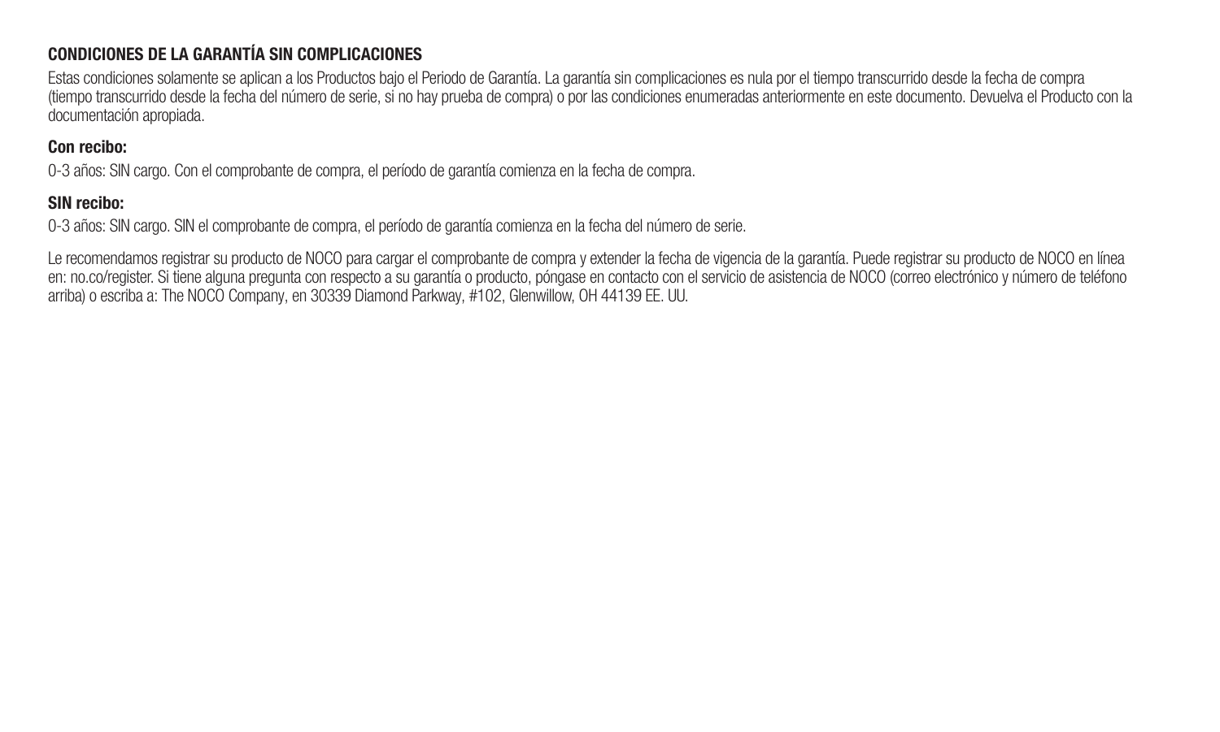## CONDICIONES DE LA GARANTÍA SIN COMPLICACIONES

Estas condiciones solamente se aplican a los Productos bajo el Periodo de Garantía. La garantía sin complicaciones es nula por el tiempo transcurrido desde la fecha de compra (tiempo transcurrido desde la fecha del número de serie, si no hay prueba de compra) o por las condiciones enumeradas anteriormente en este documento. Devuelva el Producto con la documentación apropiada.

**Con recibo:**

0-3 años: SIN cargo. Con el comprobante de compra, el período de garantía comienza en la fecha de compra.

**SIN recibo:**

0-3 años: SIN cargo. SIN el comprobante de compra, el período de garantía comienza en la fecha del número de serie.

Le recomendamos registrar su producto de NOCO para cargar el comprobante de compra y extender la fecha de vigencia de la garantía. Puede registrar su producto de NOCO en línea en: no.co/register. Si tiene alguna pregunta con respecto a su garantía o producto, póngase en contacto con el servicio de asistencia de NOCO (correo electrónico y número de teléfono arriba) o escriba a: The NOCO Company, en 30339 Diamond Parkway, #102, Glenwillow, OH 44139 EE. UU.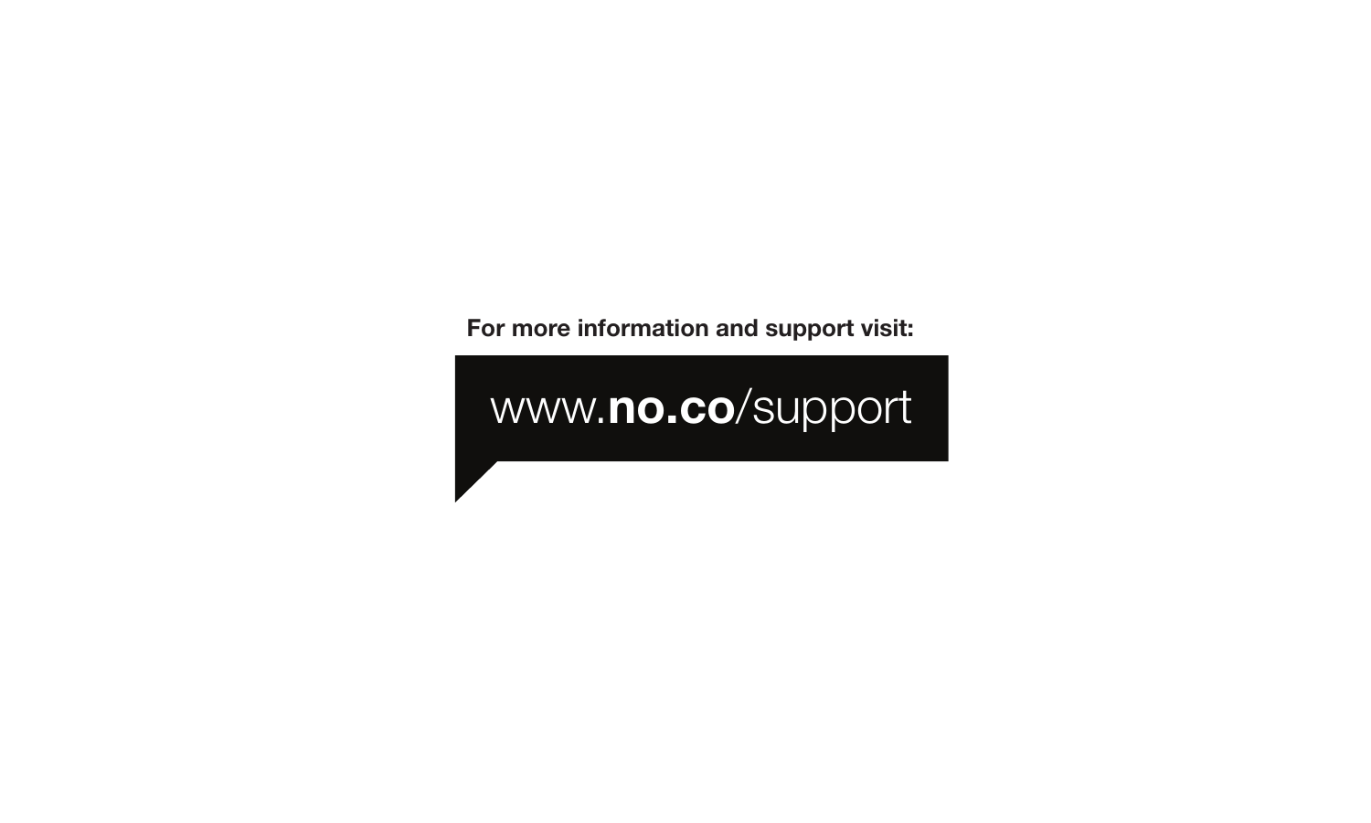**For more information and support visit:**

www.**no.co**/support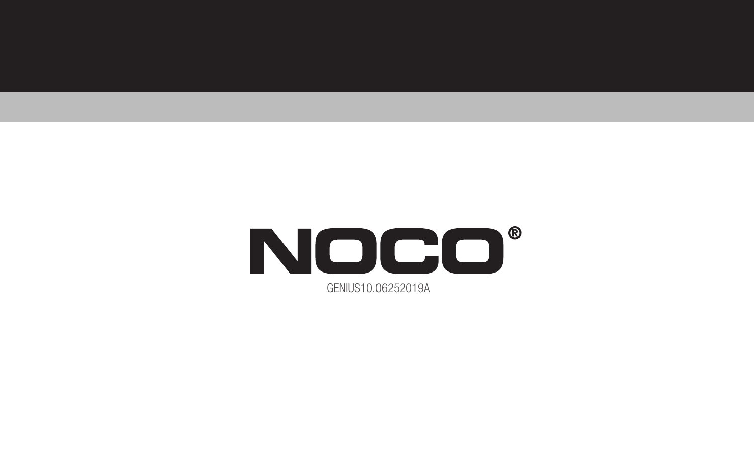NOCO®

GENIUS10.06252019A